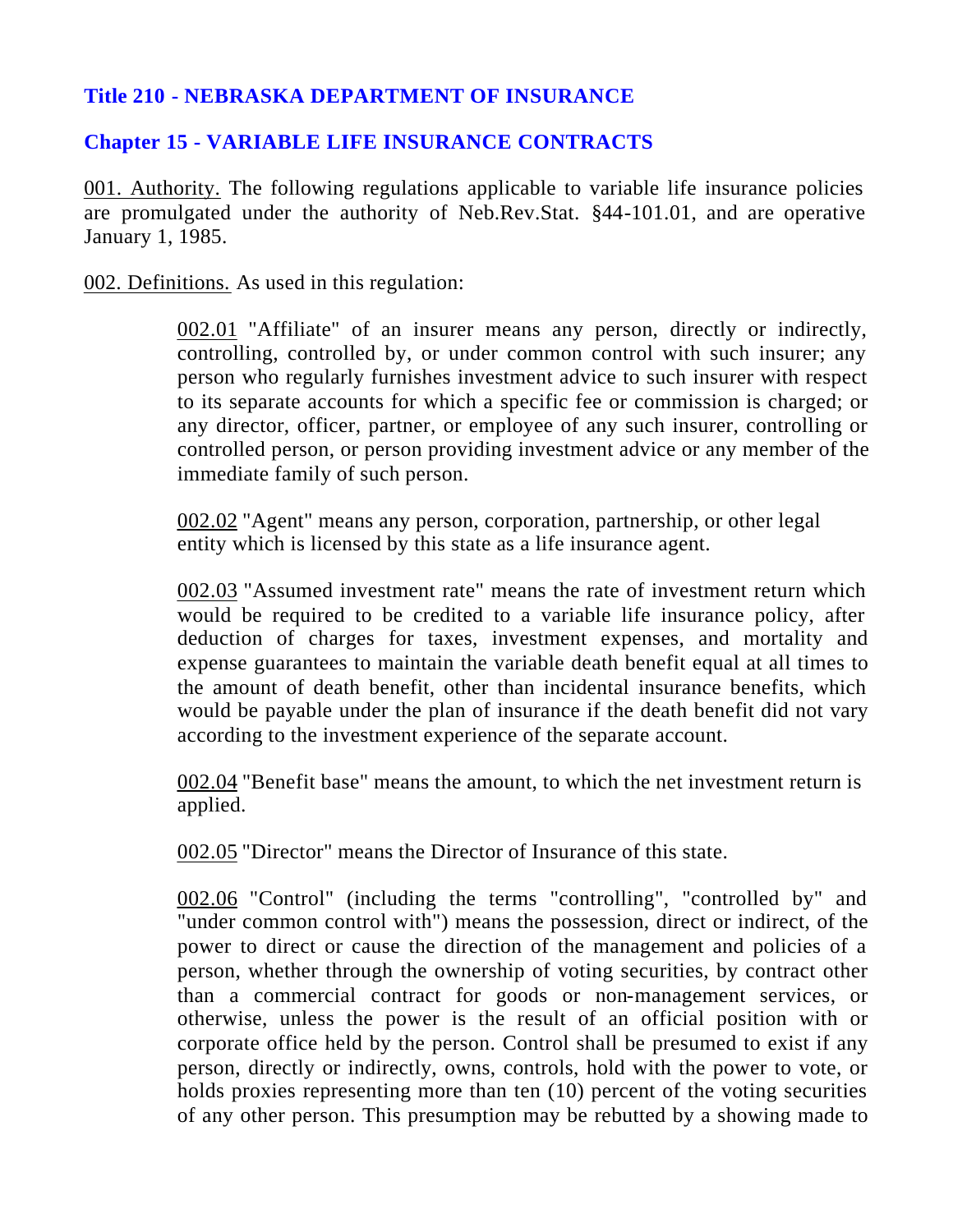## Title 210 - NEBRASKA DEPARTMENT OF INSURANCE

## Chapter 15 - VARIABLE LIFE INSURANCE CONTRACTS

001. Authority. The following regulations applicable to variable life insurance policies are promulgated under the authority of Neb.Rev.Stat. §44-101.01, and are operative January 1, 1985.

002. Definitions. As used in this regulation:

002.01 "Affiliate" of an insurer means any person, directly or indirectly, controlling, controlled by, or under common control with such insurer; any person who regularly furnishes investment advice to such insurer with respect to its separate accounts for which a specific fee or commission is charged; or any director, officer, partner, or employee of any such insurer, controlling or controlled person, or person providing investment advice or any member of the immediate family of such person.

002.02 "Agent" means any person, corporation, partnership, or other legal entity which is licensed by this state as a life insurance agent.

002.03 "Assumed investment rate" means the rate of investment return which would be required to be credited to a variable life insurance policy, after deduction of charges for taxes, investment expenses, and mortality and expense guarantees to maintain the variable death benefit equal at all times to the amount of death benefit, other than incidental insurance benefits, which would be payable under the plan of insurance if the death benefit did not vary according to the investment experience of the separate account.

002.04 "Benefit base" means the amount, to which the net investment return is applied.

002.05 "Director" means the Director of Insurance of this state.

002.06 "Control" (including the terms "controlling", "controlled by" and "under common control with") means the possession, direct or indirect, of the power to direct or cause the direction of the management and policies of a person, whether through the ownership of voting securities, by contract other than a commercial contract for goods or non-management services, or otherwise, unless the power is the result of an official position with or corporate office held by the person. Control shall be presumed to exist if any person, directly or indirectly, owns, controls, hold with the power to vote, or holds proxies representing more than ten (10) percent of the voting securities of any other person. This presumption may be rebutted by a showing made to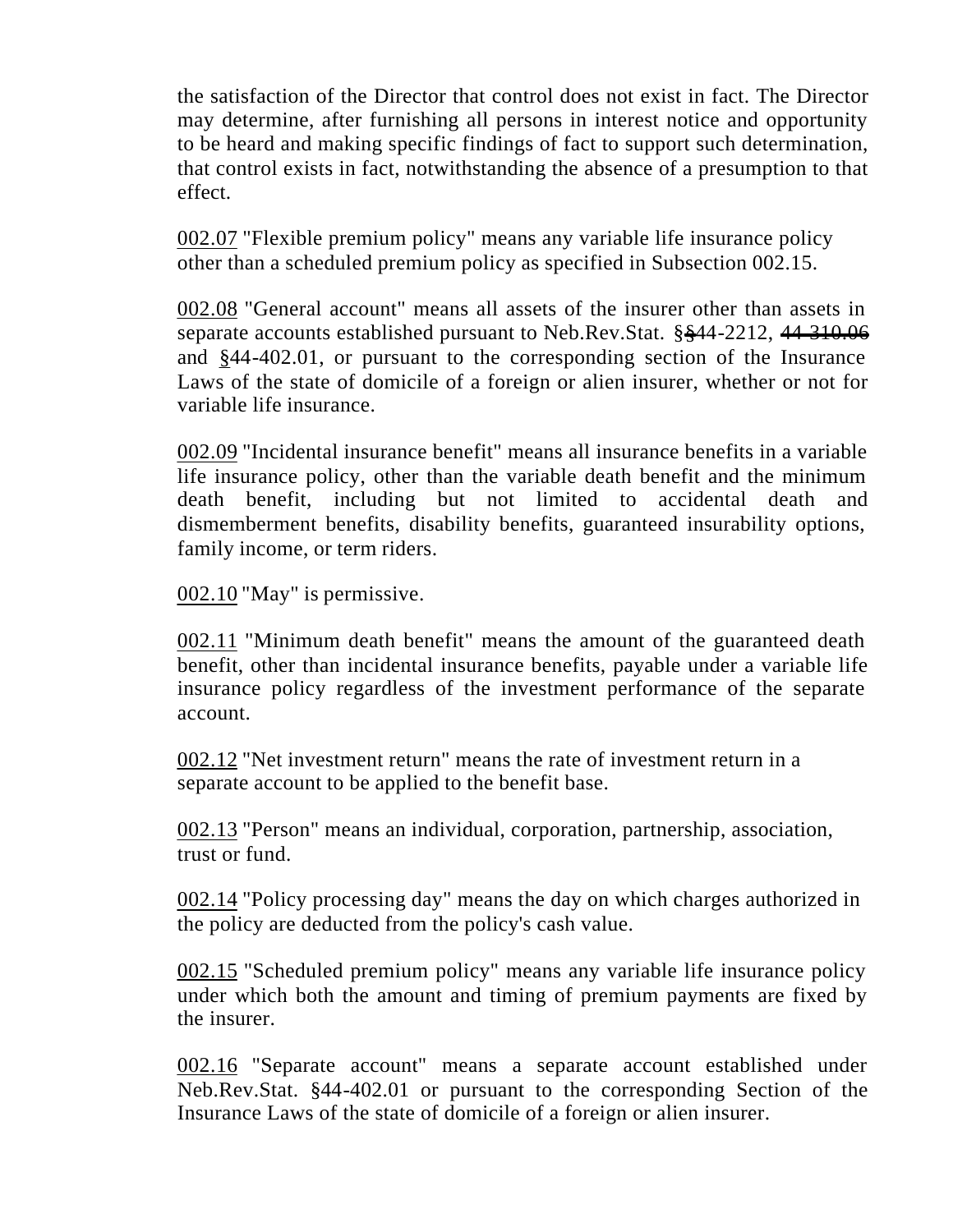the satisfaction of the Director that control does not exist in fact. The Director may determine, after furnishing all persons in interest notice and opportunity to be heard and making specific findings of fact to support such determination, that control exists in fact, notwithstanding the absence of a presumption to that effect.

<u>002.07</u> "Flexible premium policy" means any variable life insurance policy other than a scheduled premium policy as specified in Subsection 002.15.

<u>002.08</u> "General account" means all assets of the insurer other than assets in separate accounts established pursuant to Neb.Rev.Stat. §~~§~~44-2212, ~~44-310.06~~ and <u>§</u>44-402.01, or pursuant to the corresponding section of the Insurance Laws of the state of domicile of a foreign or alien insurer, whether or not for variable life insurance.

<u>002.09</u> "Incidental insurance benefit" means all insurance benefits in a variable life insurance policy, other than the variable death benefit and the minimum death benefit, including but not limited to accidental death and dismemberment benefits, disability benefits, guaranteed insurability options, family income, or term riders.

<u>002.10</u> "May" is permissive.

<u>002.11</u> "Minimum death benefit" means the amount of the guaranteed death benefit, other than incidental insurance benefits, payable under a variable life insurance policy regardless of the investment performance of the separate account.

<u>002.12</u> "Net investment return" means the rate of investment return in a separate account to be applied to the benefit base.

<u>002.13</u> "Person" means an individual, corporation, partnership, association, trust or fund.

<u>002.14</u> "Policy processing day" means the day on which charges authorized in the policy are deducted from the policy's cash value.

<u>002.15</u> "Scheduled premium policy" means any variable life insurance policy under which both the amount and timing of premium payments are fixed by the insurer.

<u>002.16</u> "Separate account" means a separate account established under Neb.Rev.Stat. §44-402.01 or pursuant to the corresponding Section of the Insurance Laws of the state of domicile of a foreign or alien insurer.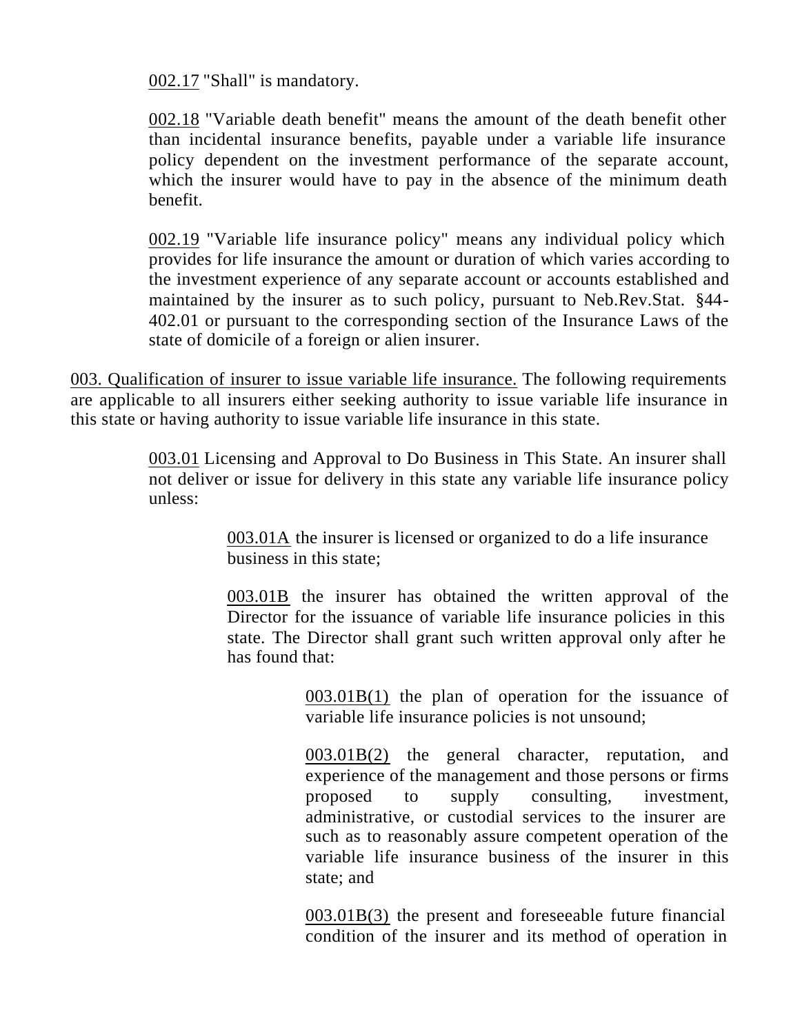002.17 "Shall" is mandatory.

002.18 "Variable death benefit" means the amount of the death benefit other than incidental insurance benefits, payable under a variable life insurance policy dependent on the investment performance of the separate account, which the insurer would have to pay in the absence of the minimum death benefit.

002.19 "Variable life insurance policy" means any individual policy which provides for life insurance the amount or duration of which varies according to the investment experience of any separate account or accounts established and maintained by the insurer as to such policy, pursuant to Neb.Rev.Stat. §44-402.01 or pursuant to the corresponding section of the Insurance Laws of the state of domicile of a foreign or alien insurer.

003. Qualification of insurer to issue variable life insurance. The following requirements are applicable to all insurers either seeking authority to issue variable life insurance in this state or having authority to issue variable life insurance in this state.

003.01 Licensing and Approval to Do Business in This State. An insurer shall not deliver or issue for delivery in this state any variable life insurance policy unless:

003.01A the insurer is licensed or organized to do a life insurance business in this state;

003.01B the insurer has obtained the written approval of the Director for the issuance of variable life insurance policies in this state. The Director shall grant such written approval only after he has found that:

003.01B(1) the plan of operation for the issuance of variable life insurance policies is not unsound;

003.01B(2) the general character, reputation, and experience of the management and those persons or firms proposed to supply consulting, investment, administrative, or custodial services to the insurer are such as to reasonably assure competent operation of the variable life insurance business of the insurer in this state; and

003.01B(3) the present and foreseeable future financial condition of the insurer and its method of operation in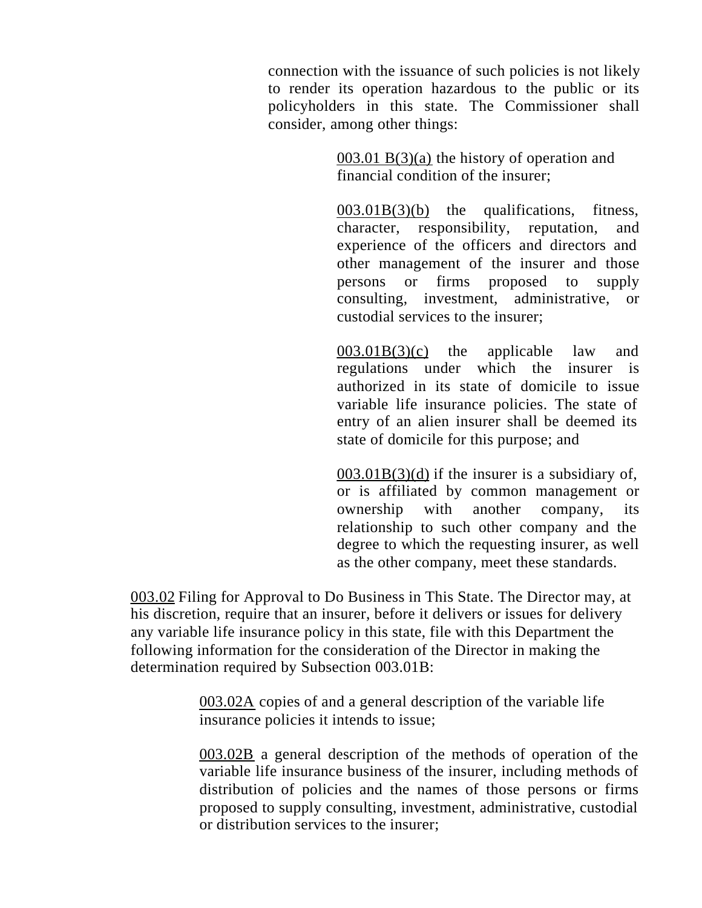connection with the issuance of such policies is not likely to render its operation hazardous to the public or its policyholders in this state. The Commissioner shall consider, among other things:

003.01 B(3)(a) the history of operation and financial condition of the insurer;

003.01B(3)(b) the qualifications, fitness, character, responsibility, reputation, and experience of the officers and directors and other management of the insurer and those persons or firms proposed to supply consulting, investment, administrative, or custodial services to the insurer;

003.01B(3)(c) the applicable law and regulations under which the insurer is authorized in its state of domicile to issue variable life insurance policies. The state of entry of an alien insurer shall be deemed its state of domicile for this purpose; and

003.01B(3)(d) if the insurer is a subsidiary of, or is affiliated by common management or ownership with another company, its relationship to such other company and the degree to which the requesting insurer, as well as the other company, meet these standards.

003.02 Filing for Approval to Do Business in This State. The Director may, at his discretion, require that an insurer, before it delivers or issues for delivery any variable life insurance policy in this state, file with this Department the following information for the consideration of the Director in making the determination required by Subsection 003.01B:

003.02A copies of and a general description of the variable life insurance policies it intends to issue;

003.02B a general description of the methods of operation of the variable life insurance business of the insurer, including methods of distribution of policies and the names of those persons or firms proposed to supply consulting, investment, administrative, custodial or distribution services to the insurer;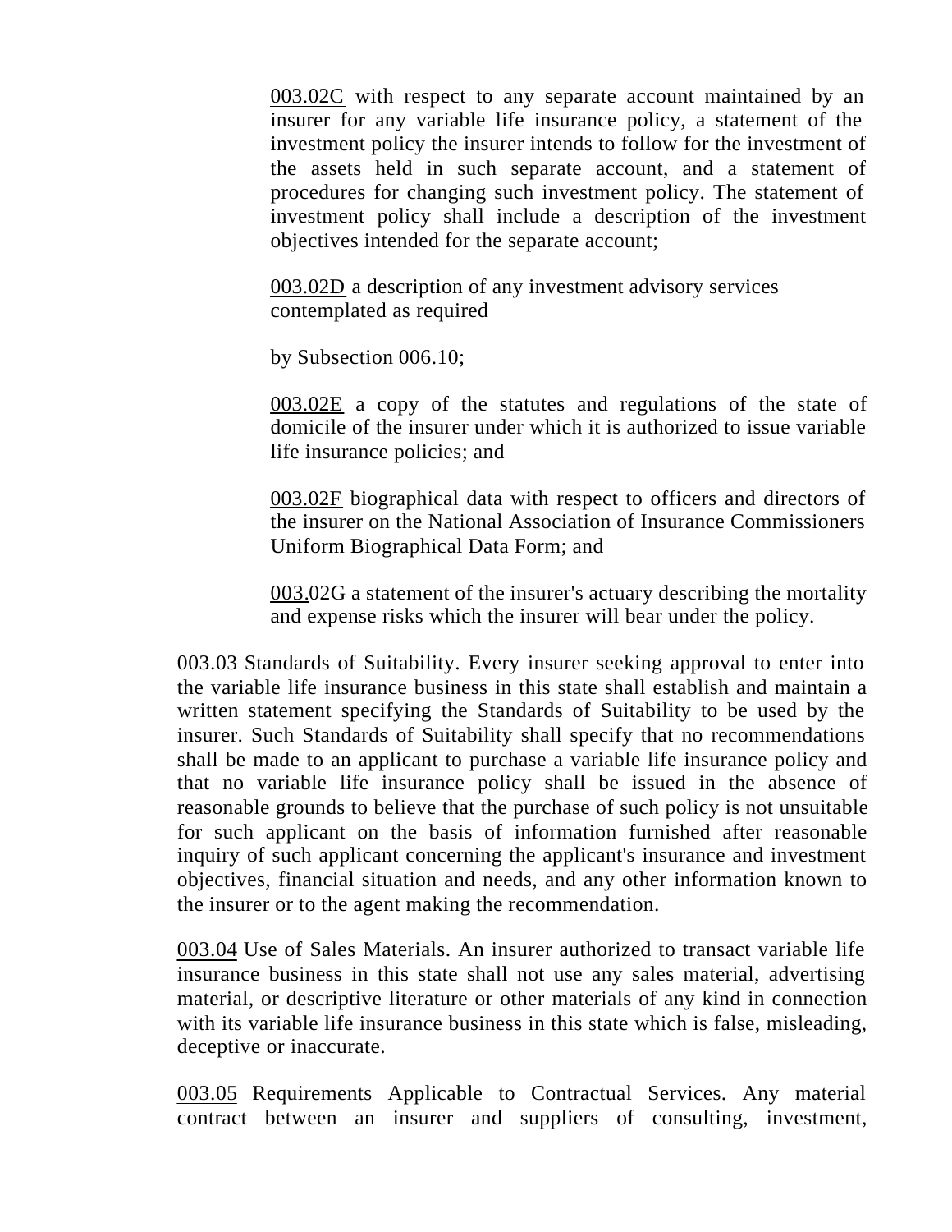003.02C with respect to any separate account maintained by an insurer for any variable life insurance policy, a statement of the investment policy the insurer intends to follow for the investment of the assets held in such separate account, and a statement of procedures for changing such investment policy. The statement of investment policy shall include a description of the investment objectives intended for the separate account;

003.02D a description of any investment advisory services contemplated as required

by Subsection 006.10;

003.02E a copy of the statutes and regulations of the state of domicile of the insurer under which it is authorized to issue variable life insurance policies; and

003.02F biographical data with respect to officers and directors of the insurer on the National Association of Insurance Commissioners Uniform Biographical Data Form; and

003.02G a statement of the insurer's actuary describing the mortality and expense risks which the insurer will bear under the policy.

003.03 Standards of Suitability. Every insurer seeking approval to enter into the variable life insurance business in this state shall establish and maintain a written statement specifying the Standards of Suitability to be used by the insurer. Such Standards of Suitability shall specify that no recommendations shall be made to an applicant to purchase a variable life insurance policy and that no variable life insurance policy shall be issued in the absence of reasonable grounds to believe that the purchase of such policy is not unsuitable for such applicant on the basis of information furnished after reasonable inquiry of such applicant concerning the applicant's insurance and investment objectives, financial situation and needs, and any other information known to the insurer or to the agent making the recommendation.

003.04 Use of Sales Materials. An insurer authorized to transact variable life insurance business in this state shall not use any sales material, advertising material, or descriptive literature or other materials of any kind in connection with its variable life insurance business in this state which is false, misleading, deceptive or inaccurate.

003.05 Requirements Applicable to Contractual Services. Any material contract between an insurer and suppliers of consulting, investment,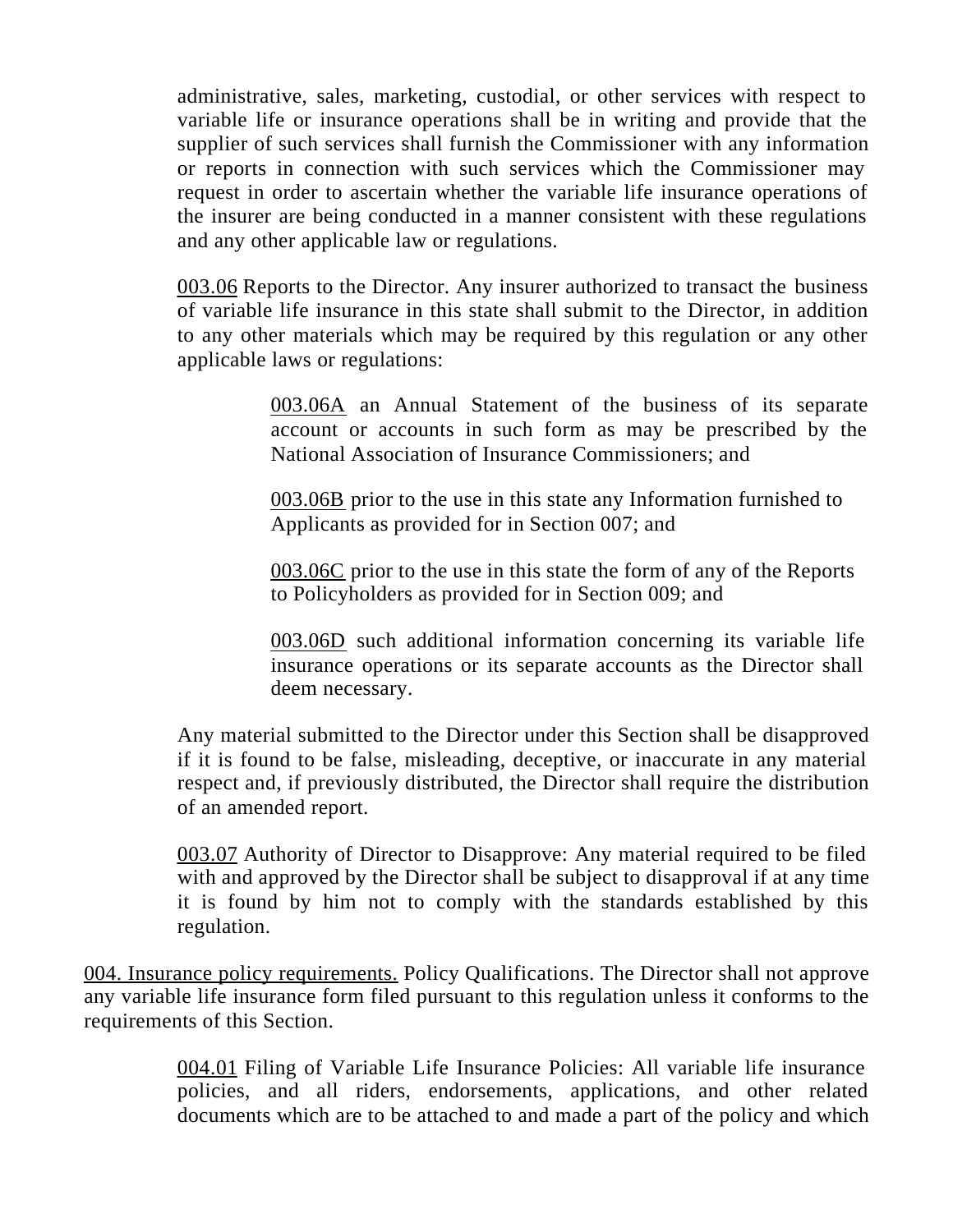administrative, sales, marketing, custodial, or other services with respect to variable life or insurance operations shall be in writing and provide that the supplier of such services shall furnish the Commissioner with any information or reports in connection with such services which the Commissioner may request in order to ascertain whether the variable life insurance operations of the insurer are being conducted in a manner consistent with these regulations and any other applicable law or regulations.

003.06 Reports to the Director. Any insurer authorized to transact the business of variable life insurance in this state shall submit to the Director, in addition to any other materials which may be required by this regulation or any other applicable laws or regulations:

003.06A an Annual Statement of the business of its separate account or accounts in such form as may be prescribed by the National Association of Insurance Commissioners; and

003.06B prior to the use in this state any Information furnished to Applicants as provided for in Section 007; and

003.06C prior to the use in this state the form of any of the Reports to Policyholders as provided for in Section 009; and

003.06D such additional information concerning its variable life insurance operations or its separate accounts as the Director shall deem necessary.

Any material submitted to the Director under this Section shall be disapproved if it is found to be false, misleading, deceptive, or inaccurate in any material respect and, if previously distributed, the Director shall require the distribution of an amended report.

003.07 Authority of Director to Disapprove: Any material required to be filed with and approved by the Director shall be subject to disapproval if at any time it is found by him not to comply with the standards established by this regulation.

004. Insurance policy requirements. Policy Qualifications. The Director shall not approve any variable life insurance form filed pursuant to this regulation unless it conforms to the requirements of this Section.

004.01 Filing of Variable Life Insurance Policies: All variable life insurance policies, and all riders, endorsements, applications, and other related documents which are to be attached to and made a part of the policy and which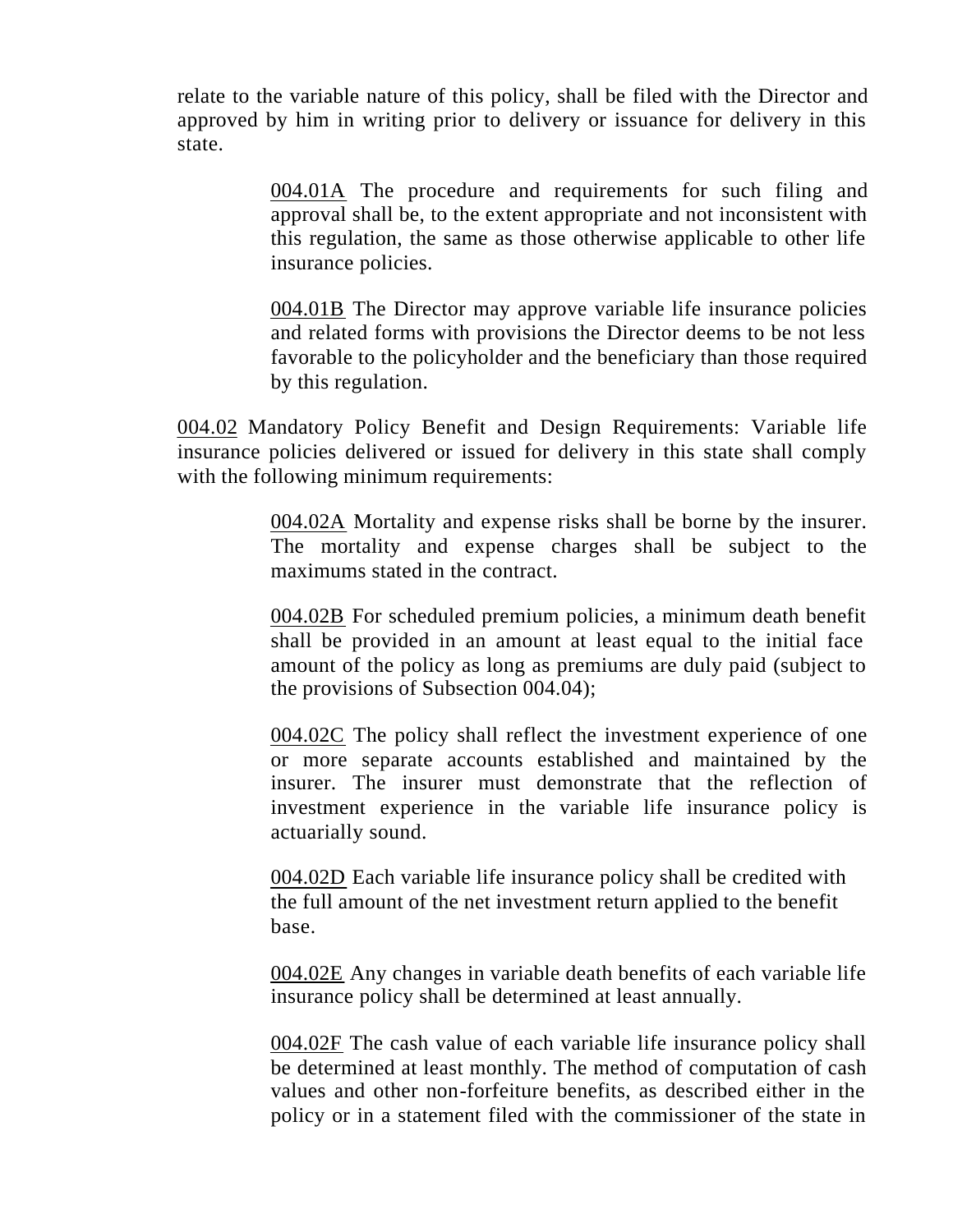relate to the variable nature of this policy, shall be filed with the Director and approved by him in writing prior to delivery or issuance for delivery in this state.

004.01A The procedure and requirements for such filing and approval shall be, to the extent appropriate and not inconsistent with this regulation, the same as those otherwise applicable to other life insurance policies.

004.01B The Director may approve variable life insurance policies and related forms with provisions the Director deems to be not less favorable to the policyholder and the beneficiary than those required by this regulation.

004.02 Mandatory Policy Benefit and Design Requirements: Variable life insurance policies delivered or issued for delivery in this state shall comply with the following minimum requirements:

004.02A Mortality and expense risks shall be borne by the insurer. The mortality and expense charges shall be subject to the maximums stated in the contract.

004.02B For scheduled premium policies, a minimum death benefit shall be provided in an amount at least equal to the initial face amount of the policy as long as premiums are duly paid (subject to the provisions of Subsection 004.04);

004.02C The policy shall reflect the investment experience of one or more separate accounts established and maintained by the insurer. The insurer must demonstrate that the reflection of investment experience in the variable life insurance policy is actuarially sound.

004.02D Each variable life insurance policy shall be credited with the full amount of the net investment return applied to the benefit base.

004.02E Any changes in variable death benefits of each variable life insurance policy shall be determined at least annually.

004.02F The cash value of each variable life insurance policy shall be determined at least monthly. The method of computation of cash values and other non-forfeiture benefits, as described either in the policy or in a statement filed with the commissioner of the state in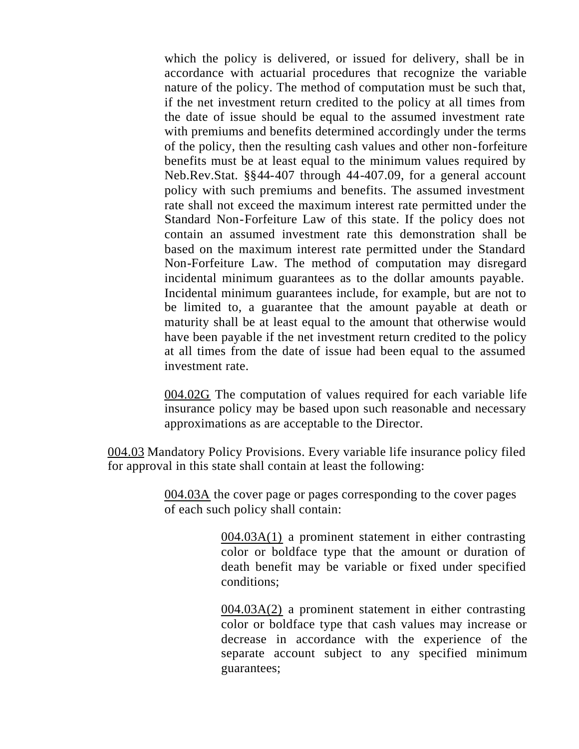which the policy is delivered, or issued for delivery, shall be in accordance with actuarial procedures that recognize the variable nature of the policy. The method of computation must be such that, if the net investment return credited to the policy at all times from the date of issue should be equal to the assumed investment rate with premiums and benefits determined accordingly under the terms of the policy, then the resulting cash values and other non-forfeiture benefits must be at least equal to the minimum values required by Neb.Rev.Stat. §§44-407 through 44-407.09, for a general account policy with such premiums and benefits. The assumed investment rate shall not exceed the maximum interest rate permitted under the Standard Non-Forfeiture Law of this state. If the policy does not contain an assumed investment rate this demonstration shall be based on the maximum interest rate permitted under the Standard Non-Forfeiture Law. The method of computation may disregard incidental minimum guarantees as to the dollar amounts payable. Incidental minimum guarantees include, for example, but are not to be limited to, a guarantee that the amount payable at death or maturity shall be at least equal to the amount that otherwise would have been payable if the net investment return credited to the policy at all times from the date of issue had been equal to the assumed investment rate.

<u>004.02G</u> The computation of values required for each variable life insurance policy may be based upon such reasonable and necessary approximations as are acceptable to the Director.

<u>004.03</u> Mandatory Policy Provisions. Every variable life insurance policy filed for approval in this state shall contain at least the following:

<u>004.03A</u> the cover page or pages corresponding to the cover pages of each such policy shall contain:

<u>004.03A(1)</u> a prominent statement in either contrasting color or boldface type that the amount or duration of death benefit may be variable or fixed under specified conditions;

<u>004.03A(2)</u> a prominent statement in either contrasting color or boldface type that cash values may increase or decrease in accordance with the experience of the separate account subject to any specified minimum guarantees;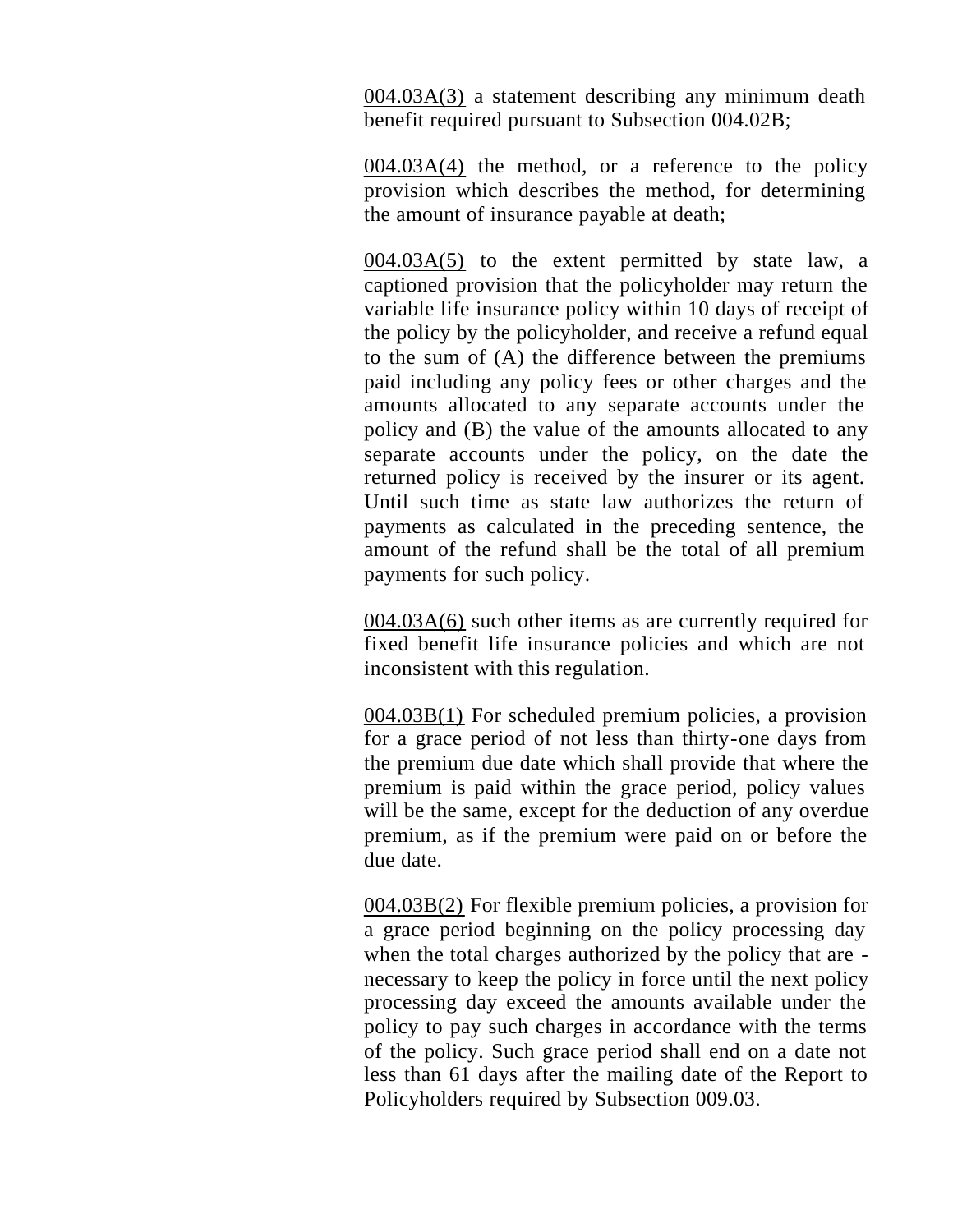004.03A(3) a statement describing any minimum death benefit required pursuant to Subsection 004.02B;

004.03A(4) the method, or a reference to the policy provision which describes the method, for determining the amount of insurance payable at death;

004.03A(5) to the extent permitted by state law, a captioned provision that the policyholder may return the variable life insurance policy within 10 days of receipt of the policy by the policyholder, and receive a refund equal to the sum of (A) the difference between the premiums paid including any policy fees or other charges and the amounts allocated to any separate accounts under the policy and (B) the value of the amounts allocated to any separate accounts under the policy, on the date the returned policy is received by the insurer or its agent. Until such time as state law authorizes the return of payments as calculated in the preceding sentence, the amount of the refund shall be the total of all premium payments for such policy.

004.03A(6) such other items as are currently required for fixed benefit life insurance policies and which are not inconsistent with this regulation.

004.03B(1) For scheduled premium policies, a provision for a grace period of not less than thirty-one days from the premium due date which shall provide that where the premium is paid within the grace period, policy values will be the same, except for the deduction of any overdue premium, as if the premium were paid on or before the due date.

004.03B(2) For flexible premium policies, a provision for a grace period beginning on the policy processing day when the total charges authorized by the policy that are -necessary to keep the policy in force until the next policy processing day exceed the amounts available under the policy to pay such charges in accordance with the terms of the policy. Such grace period shall end on a date not less than 61 days after the mailing date of the Report to Policyholders required by Subsection 009.03.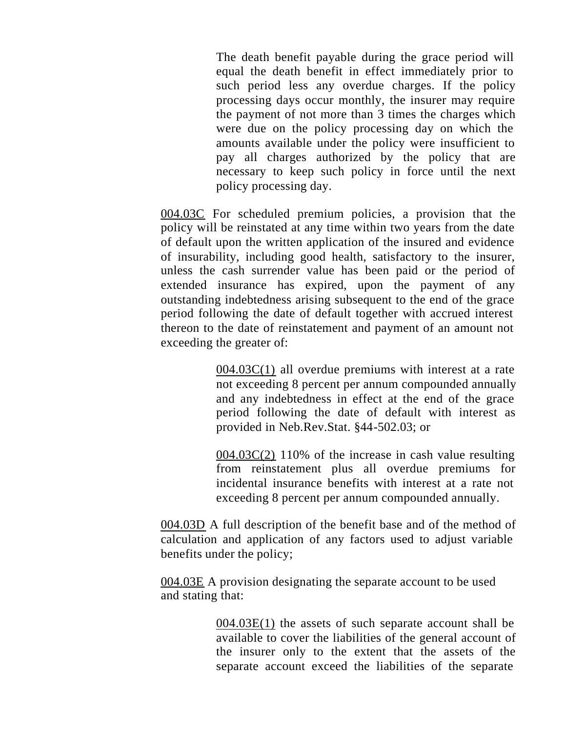The death benefit payable during the grace period will equal the death benefit in effect immediately prior to such period less any overdue charges. If the policy processing days occur monthly, the insurer may require the payment of not more than 3 times the charges which were due on the policy processing day on which the amounts available under the policy were insufficient to pay all charges authorized by the policy that are necessary to keep such policy in force until the next policy processing day.

004.03C For scheduled premium policies, a provision that the policy will be reinstated at any time within two years from the date of default upon the written application of the insured and evidence of insurability, including good health, satisfactory to the insurer, unless the cash surrender value has been paid or the period of extended insurance has expired, upon the payment of any outstanding indebtedness arising subsequent to the end of the grace period following the date of default together with accrued interest thereon to the date of reinstatement and payment of an amount not exceeding the greater of:

004.03C(1) all overdue premiums with interest at a rate not exceeding 8 percent per annum compounded annually and any indebtedness in effect at the end of the grace period following the date of default with interest as provided in Neb.Rev.Stat. §44-502.03; or

004.03C(2) 110% of the increase in cash value resulting from reinstatement plus all overdue premiums for incidental insurance benefits with interest at a rate not exceeding 8 percent per annum compounded annually.

004.03D A full description of the benefit base and of the method of calculation and application of any factors used to adjust variable benefits under the policy;

004.03E A provision designating the separate account to be used and stating that:

004.03E(1) the assets of such separate account shall be available to cover the liabilities of the general account of the insurer only to the extent that the assets of the separate account exceed the liabilities of the separate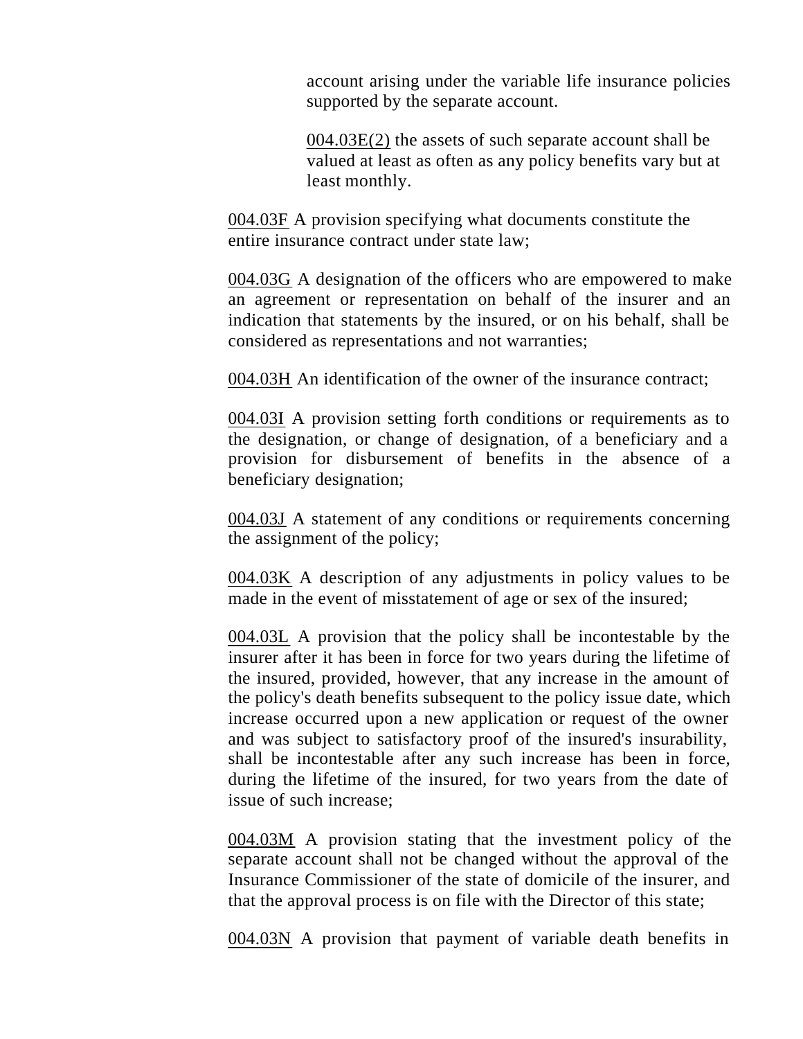account arising under the variable life insurance policies supported by the separate account.

004.03E(2) the assets of such separate account shall be valued at least as often as any policy benefits vary but at least monthly.

004.03F A provision specifying what documents constitute the entire insurance contract under state law;

004.03G A designation of the officers who are empowered to make an agreement or representation on behalf of the insurer and an indication that statements by the insured, or on his behalf, shall be considered as representations and not warranties;

004.03H An identification of the owner of the insurance contract;

004.03I A provision setting forth conditions or requirements as to the designation, or change of designation, of a beneficiary and a provision for disbursement of benefits in the absence of a beneficiary designation;

004.03J A statement of any conditions or requirements concerning the assignment of the policy;

004.03K A description of any adjustments in policy values to be made in the event of misstatement of age or sex of the insured;

004.03L A provision that the policy shall be incontestable by the insurer after it has been in force for two years during the lifetime of the insured, provided, however, that any increase in the amount of the policy's death benefits subsequent to the policy issue date, which increase occurred upon a new application or request of the owner and was subject to satisfactory proof of the insured's insurability, shall be incontestable after any such increase has been in force, during the lifetime of the insured, for two years from the date of issue of such increase;

004.03M A provision stating that the investment policy of the separate account shall not be changed without the approval of the Insurance Commissioner of the state of domicile of the insurer, and that the approval process is on file with the Director of this state;

004.03N A provision that payment of variable death benefits in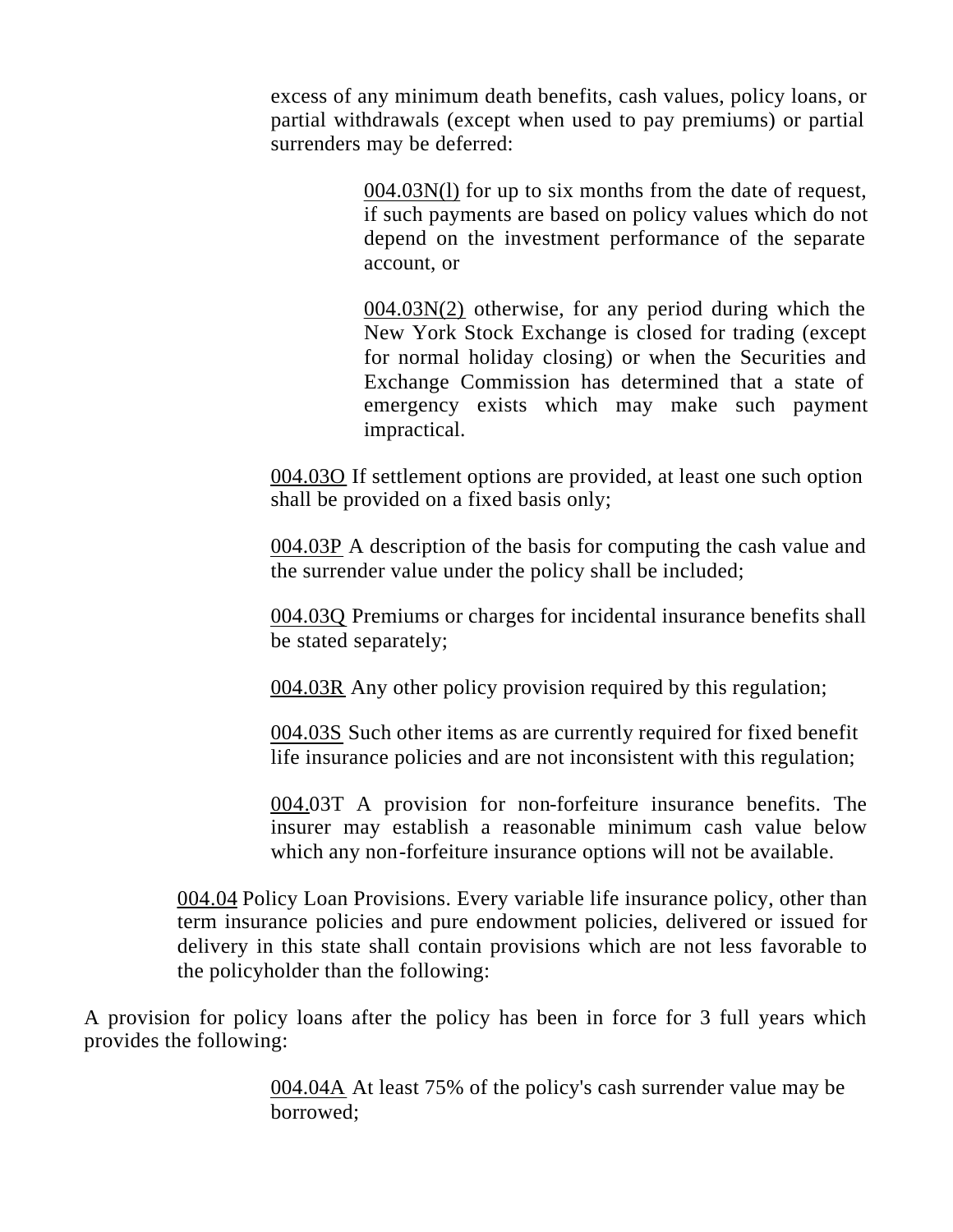excess of any minimum death benefits, cash values, policy loans, or partial withdrawals (except when used to pay premiums) or partial surrenders may be deferred:

004.03N(l) for up to six months from the date of request, if such payments are based on policy values which do not depend on the investment performance of the separate account, or

004.03N(2) otherwise, for any period during which the New York Stock Exchange is closed for trading (except for normal holiday closing) or when the Securities and Exchange Commission has determined that a state of emergency exists which may make such payment impractical.

004.03O If settlement options are provided, at least one such option shall be provided on a fixed basis only;

004.03P A description of the basis for computing the cash value and the surrender value under the policy shall be included;

004.03Q Premiums or charges for incidental insurance benefits shall be stated separately;

004.03R Any other policy provision required by this regulation;

004.03S Such other items as are currently required for fixed benefit life insurance policies and are not inconsistent with this regulation;

004.03T A provision for non-forfeiture insurance benefits. The insurer may establish a reasonable minimum cash value below which any non-forfeiture insurance options will not be available.

004.04 Policy Loan Provisions. Every variable life insurance policy, other than term insurance policies and pure endowment policies, delivered or issued for delivery in this state shall contain provisions which are not less favorable to the policyholder than the following:

A provision for policy loans after the policy has been in force for 3 full years which provides the following:

004.04A At least 75% of the policy's cash surrender value may be borrowed;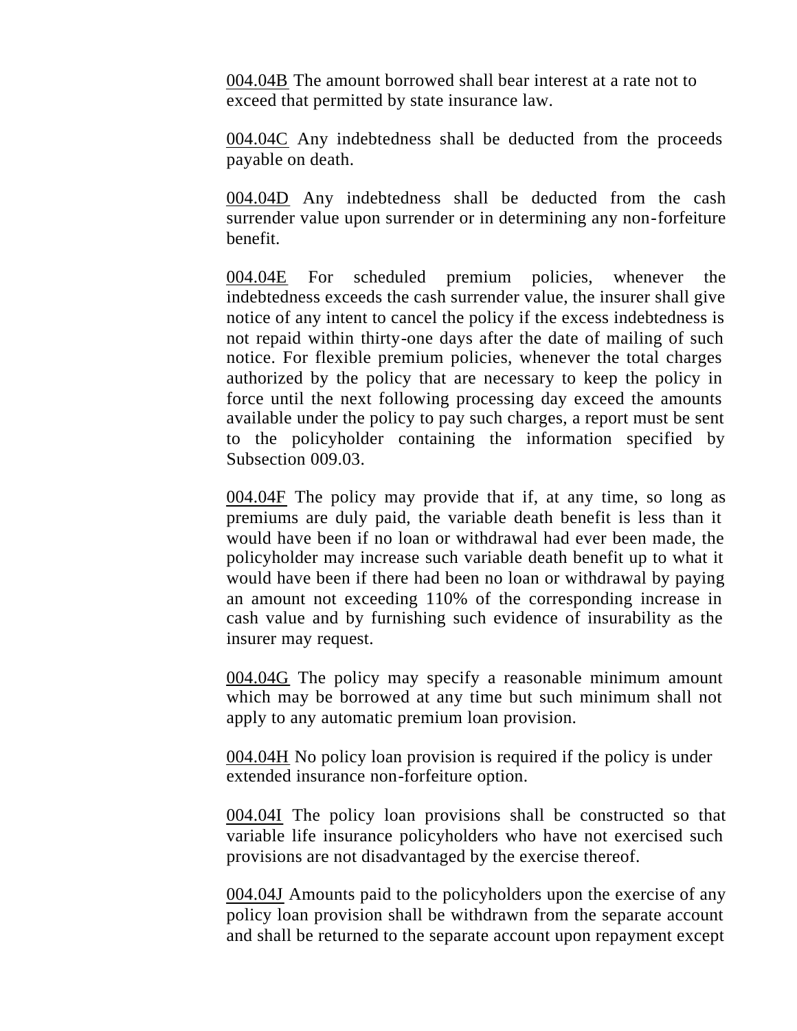004.04B The amount borrowed shall bear interest at a rate not to exceed that permitted by state insurance law.

004.04C Any indebtedness shall be deducted from the proceeds payable on death.

004.04D Any indebtedness shall be deducted from the cash surrender value upon surrender or in determining any non-forfeiture benefit.

004.04E For scheduled premium policies, whenever the indebtedness exceeds the cash surrender value, the insurer shall give notice of any intent to cancel the policy if the excess indebtedness is not repaid within thirty-one days after the date of mailing of such notice. For flexible premium policies, whenever the total charges authorized by the policy that are necessary to keep the policy in force until the next following processing day exceed the amounts available under the policy to pay such charges, a report must be sent to the policyholder containing the information specified by Subsection 009.03.

004.04F The policy may provide that if, at any time, so long as premiums are duly paid, the variable death benefit is less than it would have been if no loan or withdrawal had ever been made, the policyholder may increase such variable death benefit up to what it would have been if there had been no loan or withdrawal by paying an amount not exceeding 110% of the corresponding increase in cash value and by furnishing such evidence of insurability as the insurer may request.

004.04G The policy may specify a reasonable minimum amount which may be borrowed at any time but such minimum shall not apply to any automatic premium loan provision.

004.04H No policy loan provision is required if the policy is under extended insurance non-forfeiture option.

004.04I The policy loan provisions shall be constructed so that variable life insurance policyholders who have not exercised such provisions are not disadvantaged by the exercise thereof.

004.04J Amounts paid to the policyholders upon the exercise of any policy loan provision shall be withdrawn from the separate account and shall be returned to the separate account upon repayment except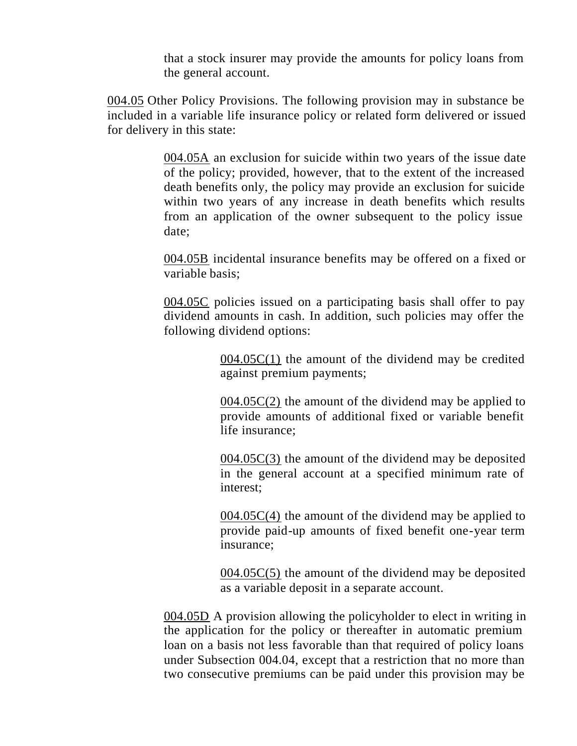that a stock insurer may provide the amounts for policy loans from the general account.

<u>004.05</u> Other Policy Provisions. The following provision may in substance be included in a variable life insurance policy or related form delivered or issued for delivery in this state:

<u>004.05A</u> an exclusion for suicide within two years of the issue date of the policy; provided, however, that to the extent of the increased death benefits only, the policy may provide an exclusion for suicide within two years of any increase in death benefits which results from an application of the owner subsequent to the policy issue date;

<u>004.05B</u> incidental insurance benefits may be offered on a fixed or variable basis;

<u>004.05C</u> policies issued on a participating basis shall offer to pay dividend amounts in cash. In addition, such policies may offer the following dividend options:

<u>004.05C(1)</u> the amount of the dividend may be credited against premium payments;

<u>004.05C(2)</u> the amount of the dividend may be applied to provide amounts of additional fixed or variable benefit life insurance;

<u>004.05C(3)</u> the amount of the dividend may be deposited in the general account at a specified minimum rate of interest;

<u>004.05C(4)</u> the amount of the dividend may be applied to provide paid-up amounts of fixed benefit one-year term insurance;

<u>004.05C(5)</u> the amount of the dividend may be deposited as a variable deposit in a separate account.

<u>004.05D</u> A provision allowing the policyholder to elect in writing in the application for the policy or thereafter in automatic premium loan on a basis not less favorable than that required of policy loans under Subsection 004.04, except that a restriction that no more than two consecutive premiums can be paid under this provision may be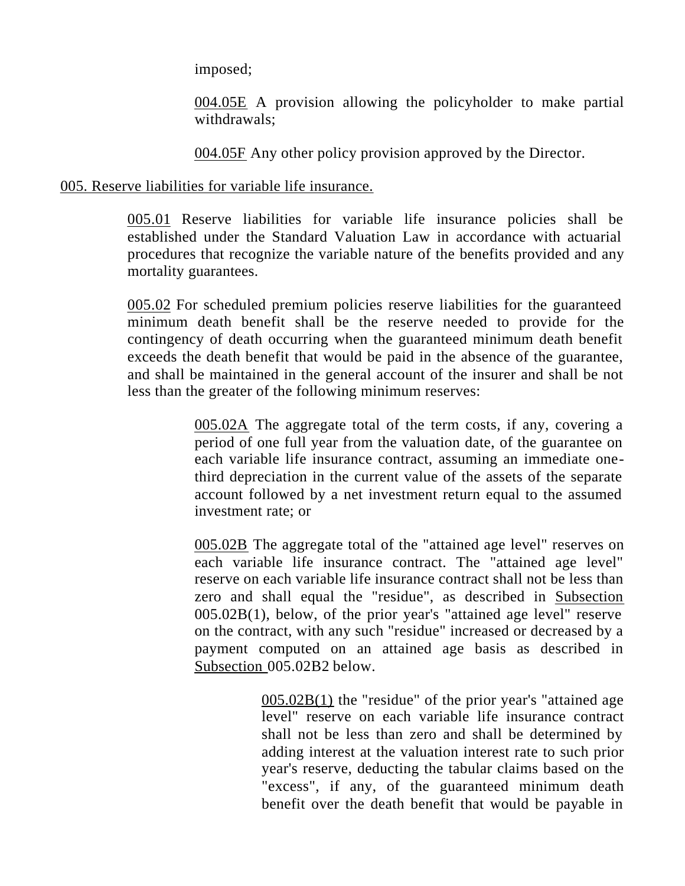imposed;

004.05E A provision allowing the policyholder to make partial withdrawals;

004.05F Any other policy provision approved by the Director.

005. Reserve liabilities for variable life insurance.

005.01 Reserve liabilities for variable life insurance policies shall be established under the Standard Valuation Law in accordance with actuarial procedures that recognize the variable nature of the benefits provided and any mortality guarantees.

005.02 For scheduled premium policies reserve liabilities for the guaranteed minimum death benefit shall be the reserve needed to provide for the contingency of death occurring when the guaranteed minimum death benefit exceeds the death benefit that would be paid in the absence of the guarantee, and shall be maintained in the general account of the insurer and shall be not less than the greater of the following minimum reserves:

005.02A The aggregate total of the term costs, if any, covering a period of one full year from the valuation date, of the guarantee on each variable life insurance contract, assuming an immediate one-third depreciation in the current value of the assets of the separate account followed by a net investment return equal to the assumed investment rate; or

005.02B The aggregate total of the "attained age level" reserves on each variable life insurance contract. The "attained age level" reserve on each variable life insurance contract shall not be less than zero and shall equal the "residue", as described in Subsection 005.02B(1), below, of the prior year's "attained age level" reserve on the contract, with any such "residue" increased or decreased by a payment computed on an attained age basis as described in Subsection 005.02B2 below.

005.02B(1) the "residue" of the prior year's "attained age level" reserve on each variable life insurance contract shall not be less than zero and shall be determined by adding interest at the valuation interest rate to such prior year's reserve, deducting the tabular claims based on the "excess", if any, of the guaranteed minimum death benefit over the death benefit that would be payable in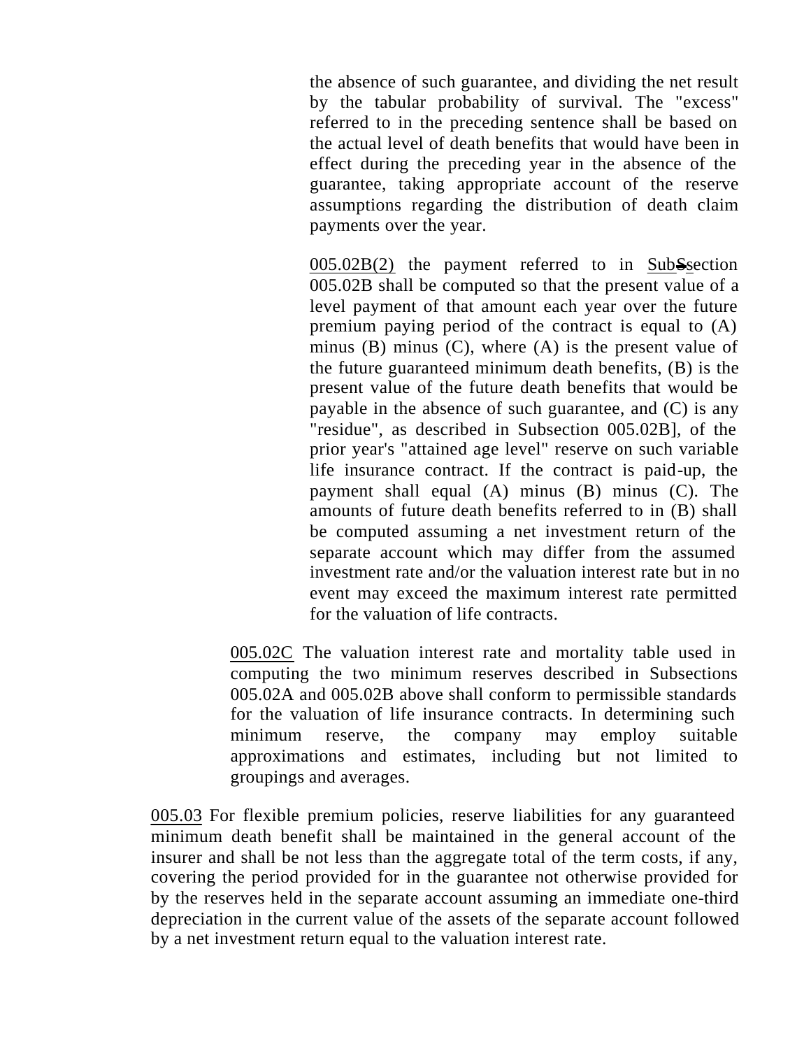the absence of such guarantee, and dividing the net result by the tabular probability of survival. The "excess" referred to in the preceding sentence shall be based on the actual level of death benefits that would have been in effect during the preceding year in the absence of the guarantee, taking appropriate account of the reserve assumptions regarding the distribution of death claim payments over the year.

005.02B(2) the payment referred to in SubSsection 005.02B shall be computed so that the present value of a level payment of that amount each year over the future premium paying period of the contract is equal to (A) minus (B) minus (C), where (A) is the present value of the future guaranteed minimum death benefits, (B) is the present value of the future death benefits that would be payable in the absence of such guarantee, and (C) is any "residue", as described in Subsection 005.02B], of the prior year's "attained age level" reserve on such variable life insurance contract. If the contract is paid-up, the payment shall equal (A) minus (B) minus (C). The amounts of future death benefits referred to in (B) shall be computed assuming a net investment return of the separate account which may differ from the assumed investment rate and/or the valuation interest rate but in no event may exceed the maximum interest rate permitted for the valuation of life contracts.

005.02C The valuation interest rate and mortality table used in computing the two minimum reserves described in Subsections 005.02A and 005.02B above shall conform to permissible standards for the valuation of life insurance contracts. In determining such minimum reserve, the company may employ suitable approximations and estimates, including but not limited to groupings and averages.

005.03 For flexible premium policies, reserve liabilities for any guaranteed minimum death benefit shall be maintained in the general account of the insurer and shall be not less than the aggregate total of the term costs, if any, covering the period provided for in the guarantee not otherwise provided for by the reserves held in the separate account assuming an immediate one-third depreciation in the current value of the assets of the separate account followed by a net investment return equal to the valuation interest rate.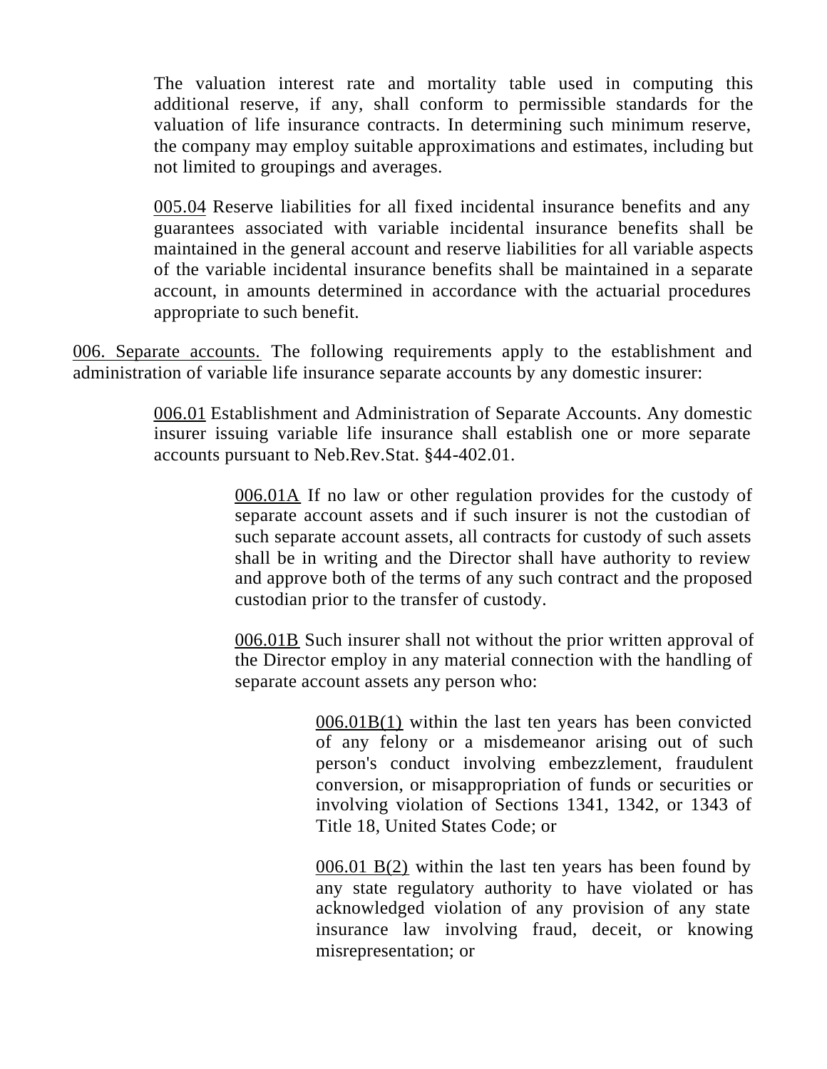The valuation interest rate and mortality table used in computing this additional reserve, if any, shall conform to permissible standards for the valuation of life insurance contracts. In determining such minimum reserve, the company may employ suitable approximations and estimates, including but not limited to groupings and averages.

005.04 Reserve liabilities for all fixed incidental insurance benefits and any guarantees associated with variable incidental insurance benefits shall be maintained in the general account and reserve liabilities for all variable aspects of the variable incidental insurance benefits shall be maintained in a separate account, in amounts determined in accordance with the actuarial procedures appropriate to such benefit.

006. Separate accounts. The following requirements apply to the establishment and administration of variable life insurance separate accounts by any domestic insurer:

006.01 Establishment and Administration of Separate Accounts. Any domestic insurer issuing variable life insurance shall establish one or more separate accounts pursuant to Neb.Rev.Stat. §44-402.01.

006.01A If no law or other regulation provides for the custody of separate account assets and if such insurer is not the custodian of such separate account assets, all contracts for custody of such assets shall be in writing and the Director shall have authority to review and approve both of the terms of any such contract and the proposed custodian prior to the transfer of custody.

006.01B Such insurer shall not without the prior written approval of the Director employ in any material connection with the handling of separate account assets any person who:

006.01B(1) within the last ten years has been convicted of any felony or a misdemeanor arising out of such person's conduct involving embezzlement, fraudulent conversion, or misappropriation of funds or securities or involving violation of Sections 1341, 1342, or 1343 of Title 18, United States Code; or

006.01 B(2) within the last ten years has been found by any state regulatory authority to have violated or has acknowledged violation of any provision of any state insurance law involving fraud, deceit, or knowing misrepresentation; or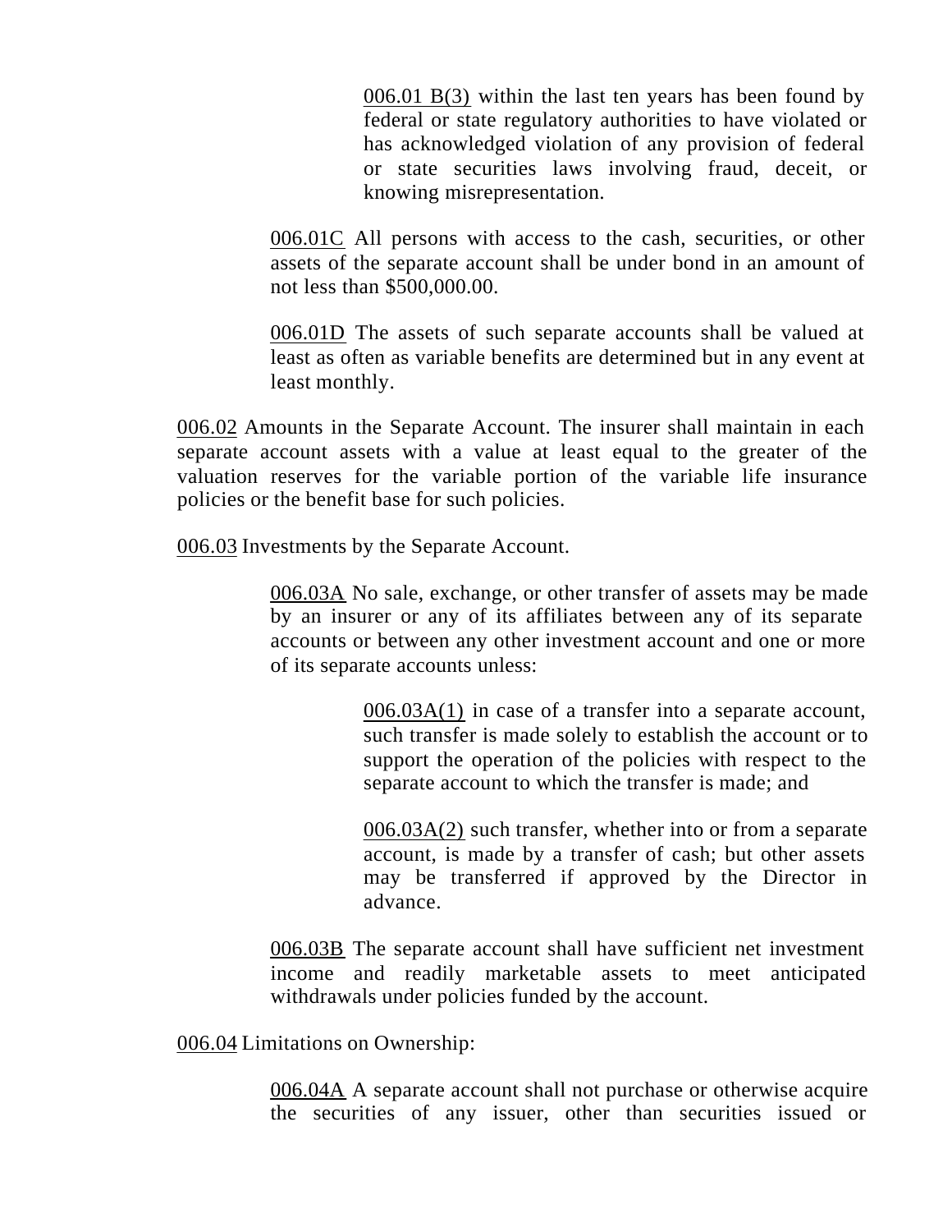006.01 B(3) within the last ten years has been found by federal or state regulatory authorities to have violated or has acknowledged violation of any provision of federal or state securities laws involving fraud, deceit, or knowing misrepresentation.

006.01C All persons with access to the cash, securities, or other assets of the separate account shall be under bond in an amount of not less than $500,000.00.

006.01D The assets of such separate accounts shall be valued at least as often as variable benefits are determined but in any event at least monthly.

006.02 Amounts in the Separate Account. The insurer shall maintain in each separate account assets with a value at least equal to the greater of the valuation reserves for the variable portion of the variable life insurance policies or the benefit base for such policies.

006.03 Investments by the Separate Account.

006.03A No sale, exchange, or other transfer of assets may be made by an insurer or any of its affiliates between any of its separate accounts or between any other investment account and one or more of its separate accounts unless:

006.03A(1) in case of a transfer into a separate account, such transfer is made solely to establish the account or to support the operation of the policies with respect to the separate account to which the transfer is made; and

006.03A(2) such transfer, whether into or from a separate account, is made by a transfer of cash; but other assets may be transferred if approved by the Director in advance.

006.03B The separate account shall have sufficient net investment income and readily marketable assets to meet anticipated withdrawals under policies funded by the account.

006.04 Limitations on Ownership:

006.04A A separate account shall not purchase or otherwise acquire the securities of any issuer, other than securities issued or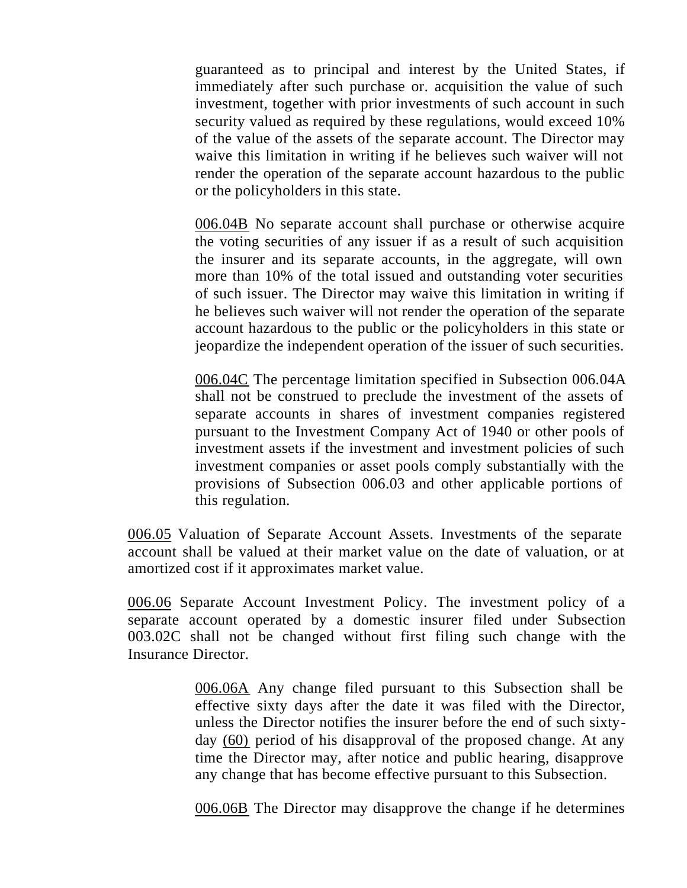guaranteed as to principal and interest by the United States, if immediately after such purchase or. acquisition the value of such investment, together with prior investments of such account in such security valued as required by these regulations, would exceed 10% of the value of the assets of the separate account. The Director may waive this limitation in writing if he believes such waiver will not render the operation of the separate account hazardous to the public or the policyholders in this state.

006.04B No separate account shall purchase or otherwise acquire the voting securities of any issuer if as a result of such acquisition the insurer and its separate accounts, in the aggregate, will own more than 10% of the total issued and outstanding voter securities of such issuer. The Director may waive this limitation in writing if he believes such waiver will not render the operation of the separate account hazardous to the public or the policyholders in this state or jeopardize the independent operation of the issuer of such securities.

006.04C The percentage limitation specified in Subsection 006.04A shall not be construed to preclude the investment of the assets of separate accounts in shares of investment companies registered pursuant to the Investment Company Act of 1940 or other pools of investment assets if the investment and investment policies of such investment companies or asset pools comply substantially with the provisions of Subsection 006.03 and other applicable portions of this regulation.

006.05 Valuation of Separate Account Assets. Investments of the separate account shall be valued at their market value on the date of valuation, or at amortized cost if it approximates market value.

006.06 Separate Account Investment Policy. The investment policy of a separate account operated by a domestic insurer filed under Subsection 003.02C shall not be changed without first filing such change with the Insurance Director.

006.06A Any change filed pursuant to this Subsection shall be effective sixty days after the date it was filed with the Director, unless the Director notifies the insurer before the end of such sixty-day (60) period of his disapproval of the proposed change. At any time the Director may, after notice and public hearing, disapprove any change that has become effective pursuant to this Subsection.

006.06B The Director may disapprove the change if he determines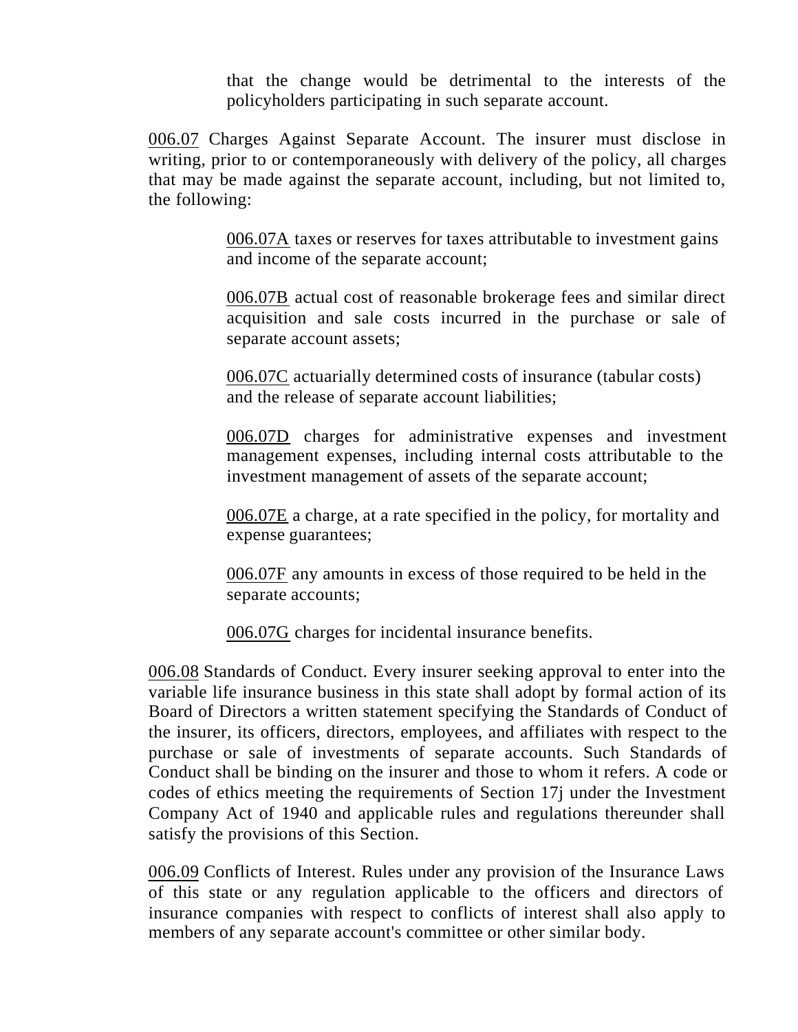that the change would be detrimental to the interests of the policyholders participating in such separate account.

006.07 Charges Against Separate Account. The insurer must disclose in writing, prior to or contemporaneously with delivery of the policy, all charges that may be made against the separate account, including, but not limited to, the following:

006.07A taxes or reserves for taxes attributable to investment gains and income of the separate account;

006.07B actual cost of reasonable brokerage fees and similar direct acquisition and sale costs incurred in the purchase or sale of separate account assets;

006.07C actuarially determined costs of insurance (tabular costs) and the release of separate account liabilities;

006.07D charges for administrative expenses and investment management expenses, including internal costs attributable to the investment management of assets of the separate account;

006.07E a charge, at a rate specified in the policy, for mortality and expense guarantees;

006.07F any amounts in excess of those required to be held in the separate accounts;

006.07G charges for incidental insurance benefits.

006.08 Standards of Conduct. Every insurer seeking approval to enter into the variable life insurance business in this state shall adopt by formal action of its Board of Directors a written statement specifying the Standards of Conduct of the insurer, its officers, directors, employees, and affiliates with respect to the purchase or sale of investments of separate accounts. Such Standards of Conduct shall be binding on the insurer and those to whom it refers. A code or codes of ethics meeting the requirements of Section 17j under the Investment Company Act of 1940 and applicable rules and regulations thereunder shall satisfy the provisions of this Section.

006.09 Conflicts of Interest. Rules under any provision of the Insurance Laws of this state or any regulation applicable to the officers and directors of insurance companies with respect to conflicts of interest shall also apply to members of any separate account's committee or other similar body.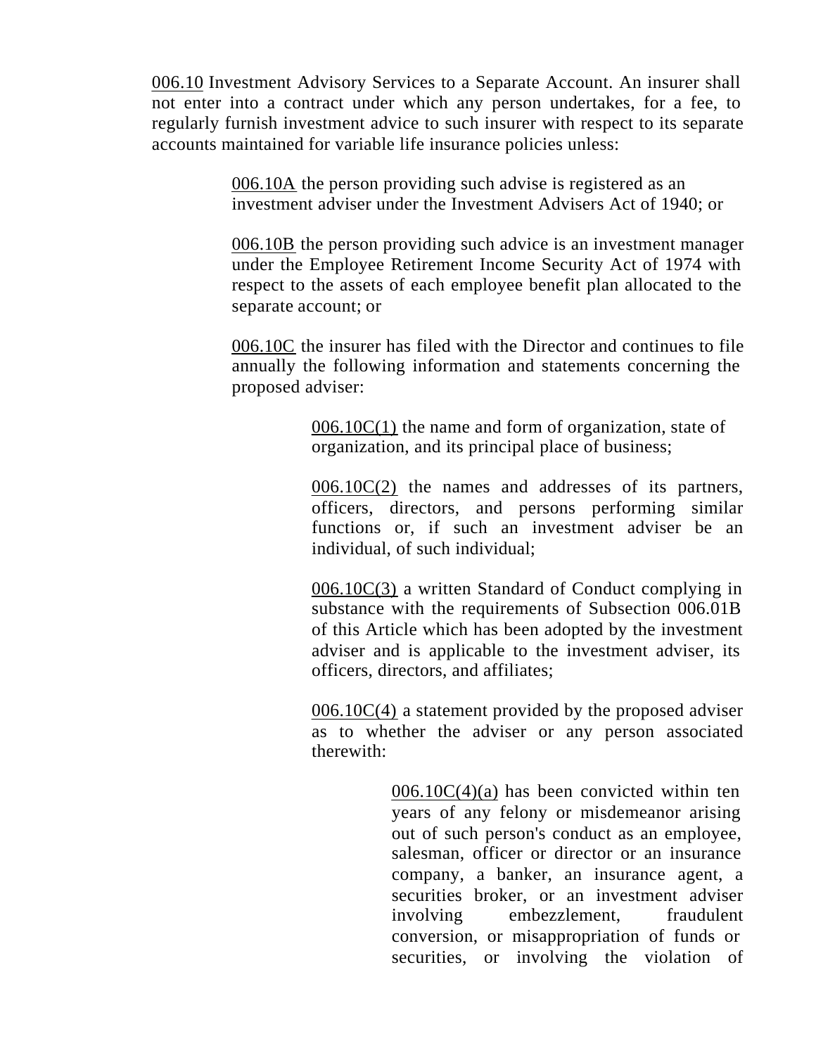<u>006.10</u> Investment Advisory Services to a Separate Account. An insurer shall not enter into a contract under which any person undertakes, for a fee, to regularly furnish investment advice to such insurer with respect to its separate accounts maintained for variable life insurance policies unless:

<u>006.10A</u> the person providing such advise is registered as an investment adviser under the Investment Advisers Act of 1940; or

<u>006.10B</u> the person providing such advice is an investment manager under the Employee Retirement Income Security Act of 1974 with respect to the assets of each employee benefit plan allocated to the separate account; or

<u>006.10C</u> the insurer has filed with the Director and continues to file annually the following information and statements concerning the proposed adviser:

<u>006.10C(1)</u> the name and form of organization, state of organization, and its principal place of business;

<u>006.10C(2)</u> the names and addresses of its partners, officers, directors, and persons performing similar functions or, if such an investment adviser be an individual, of such individual;

<u>006.10C(3)</u> a written Standard of Conduct complying in substance with the requirements of Subsection 006.01B of this Article which has been adopted by the investment adviser and is applicable to the investment adviser, its officers, directors, and affiliates;

<u>006.10C(4)</u> a statement provided by the proposed adviser as to whether the adviser or any person associated therewith:

<u>006.10C(4)(a)</u> has been convicted within ten years of any felony or misdemeanor arising out of such person's conduct as an employee, salesman, officer or director or an insurance company, a banker, an insurance agent, a securities broker, or an investment adviser involving embezzlement, fraudulent conversion, or misappropriation of funds or securities, or involving the violation of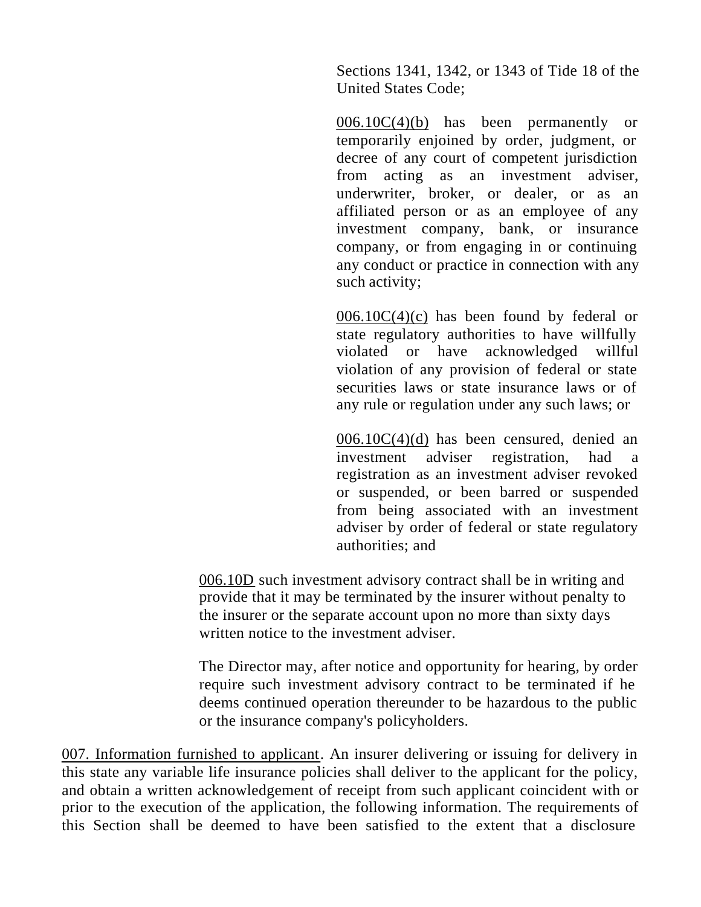Sections 1341, 1342, or 1343 of Tide 18 of the United States Code;

006.10C(4)(b) has been permanently or temporarily enjoined by order, judgment, or decree of any court of competent jurisdiction from acting as an investment adviser, underwriter, broker, or dealer, or as an affiliated person or as an employee of any investment company, bank, or insurance company, or from engaging in or continuing any conduct or practice in connection with any such activity;

006.10C(4)(c) has been found by federal or state regulatory authorities to have willfully violated or have acknowledged willful violation of any provision of federal or state securities laws or state insurance laws or of any rule or regulation under any such laws; or

006.10C(4)(d) has been censured, denied an investment adviser registration, had a registration as an investment adviser revoked or suspended, or been barred or suspended from being associated with an investment adviser by order of federal or state regulatory authorities; and

006.10D such investment advisory contract shall be in writing and provide that it may be terminated by the insurer without penalty to the insurer or the separate account upon no more than sixty days written notice to the investment adviser.

The Director may, after notice and opportunity for hearing, by order require such investment advisory contract to be terminated if he deems continued operation thereunder to be hazardous to the public or the insurance company's policyholders.

007. Information furnished to applicant. An insurer delivering or issuing for delivery in this state any variable life insurance policies shall deliver to the applicant for the policy, and obtain a written acknowledgement of receipt from such applicant coincident with or prior to the execution of the application, the following information. The requirements of this Section shall be deemed to have been satisfied to the extent that a disclosure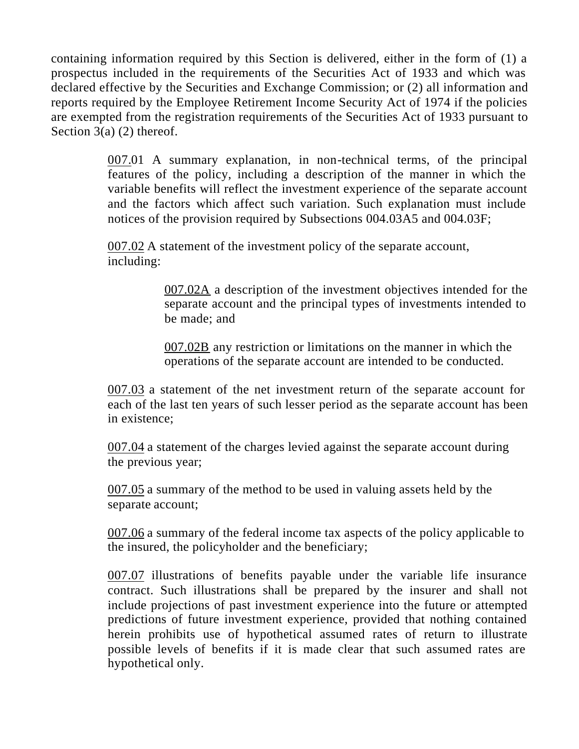containing information required by this Section is delivered, either in the form of (1) a prospectus included in the requirements of the Securities Act of 1933 and which was declared effective by the Securities and Exchange Commission; or (2) all information and reports required by the Employee Retirement Income Security Act of 1974 if the policies are exempted from the registration requirements of the Securities Act of 1933 pursuant to Section 3(a) (2) thereof.

> 007.01 A summary explanation, in non-technical terms, of the principal features of the policy, including a description of the manner in which the variable benefits will reflect the investment experience of the separate account and the factors which affect such variation. Such explanation must include notices of the provision required by Subsections 004.03A5 and 004.03F;
>
> 007.02 A statement of the investment policy of the separate account, including:
>
> > 007.02A a description of the investment objectives intended for the separate account and the principal types of investments intended to be made; and
> >
> > 007.02B any restriction or limitations on the manner in which the operations of the separate account are intended to be conducted.
>
> 007.03 a statement of the net investment return of the separate account for each of the last ten years of such lesser period as the separate account has been in existence;
>
> 007.04 a statement of the charges levied against the separate account during the previous year;
>
> 007.05 a summary of the method to be used in valuing assets held by the separate account;
>
> 007.06 a summary of the federal income tax aspects of the policy applicable to the insured, the policyholder and the beneficiary;
>
> 007.07 illustrations of benefits payable under the variable life insurance contract. Such illustrations shall be prepared by the insurer and shall not include projections of past investment experience into the future or attempted predictions of future investment experience, provided that nothing contained herein prohibits use of hypothetical assumed rates of return to illustrate possible levels of benefits if it is made clear that such assumed rates are hypothetical only.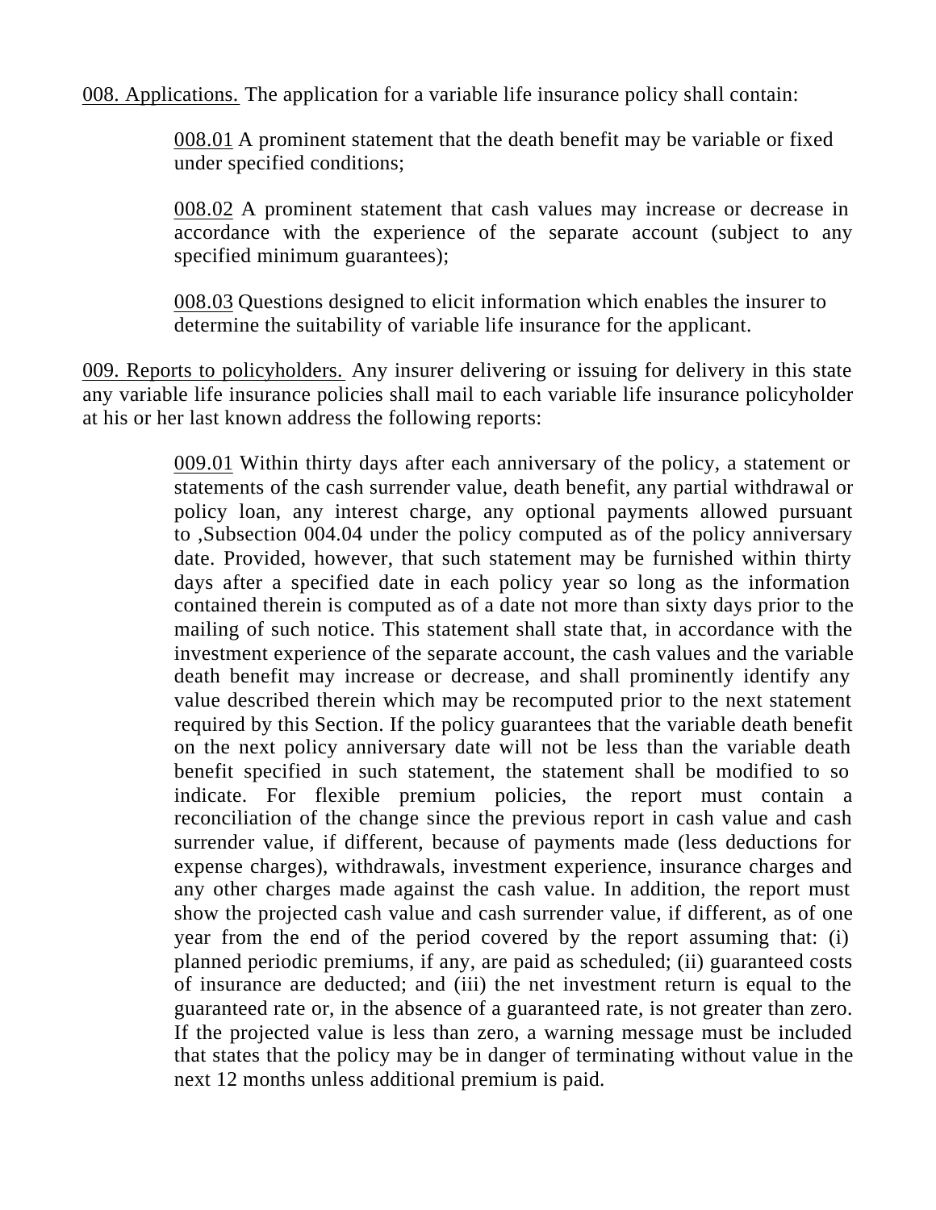008. Applications. The application for a variable life insurance policy shall contain:

> 008.01 A prominent statement that the death benefit may be variable or fixed under specified conditions;
>
> 008.02 A prominent statement that cash values may increase or decrease in accordance with the experience of the separate account (subject to any specified minimum guarantees);
>
> 008.03 Questions designed to elicit information which enables the insurer to determine the suitability of variable life insurance for the applicant.

009. Reports to policyholders. Any insurer delivering or issuing for delivery in this state any variable life insurance policies shall mail to each variable life insurance policyholder at his or her last known address the following reports:

> 009.01 Within thirty days after each anniversary of the policy, a statement or statements of the cash surrender value, death benefit, any partial withdrawal or policy loan, any interest charge, any optional payments allowed pursuant to ,Subsection 004.04 under the policy computed as of the policy anniversary date. Provided, however, that such statement may be furnished within thirty days after a specified date in each policy year so long as the information contained therein is computed as of a date not more than sixty days prior to the mailing of such notice. This statement shall state that, in accordance with the investment experience of the separate account, the cash values and the variable death benefit may increase or decrease, and shall prominently identify any value described therein which may be recomputed prior to the next statement required by this Section. If the policy guarantees that the variable death benefit on the next policy anniversary date will not be less than the variable death benefit specified in such statement, the statement shall be modified to so indicate. For flexible premium policies, the report must contain a reconciliation of the change since the previous report in cash value and cash surrender value, if different, because of payments made (less deductions for expense charges), withdrawals, investment experience, insurance charges and any other charges made against the cash value. In addition, the report must show the projected cash value and cash surrender value, if different, as of one year from the end of the period covered by the report assuming that: (i) planned periodic premiums, if any, are paid as scheduled; (ii) guaranteed costs of insurance are deducted; and (iii) the net investment return is equal to the guaranteed rate or, in the absence of a guaranteed rate, is not greater than zero. If the projected value is less than zero, a warning message must be included that states that the policy may be in danger of terminating without value in the next 12 months unless additional premium is paid.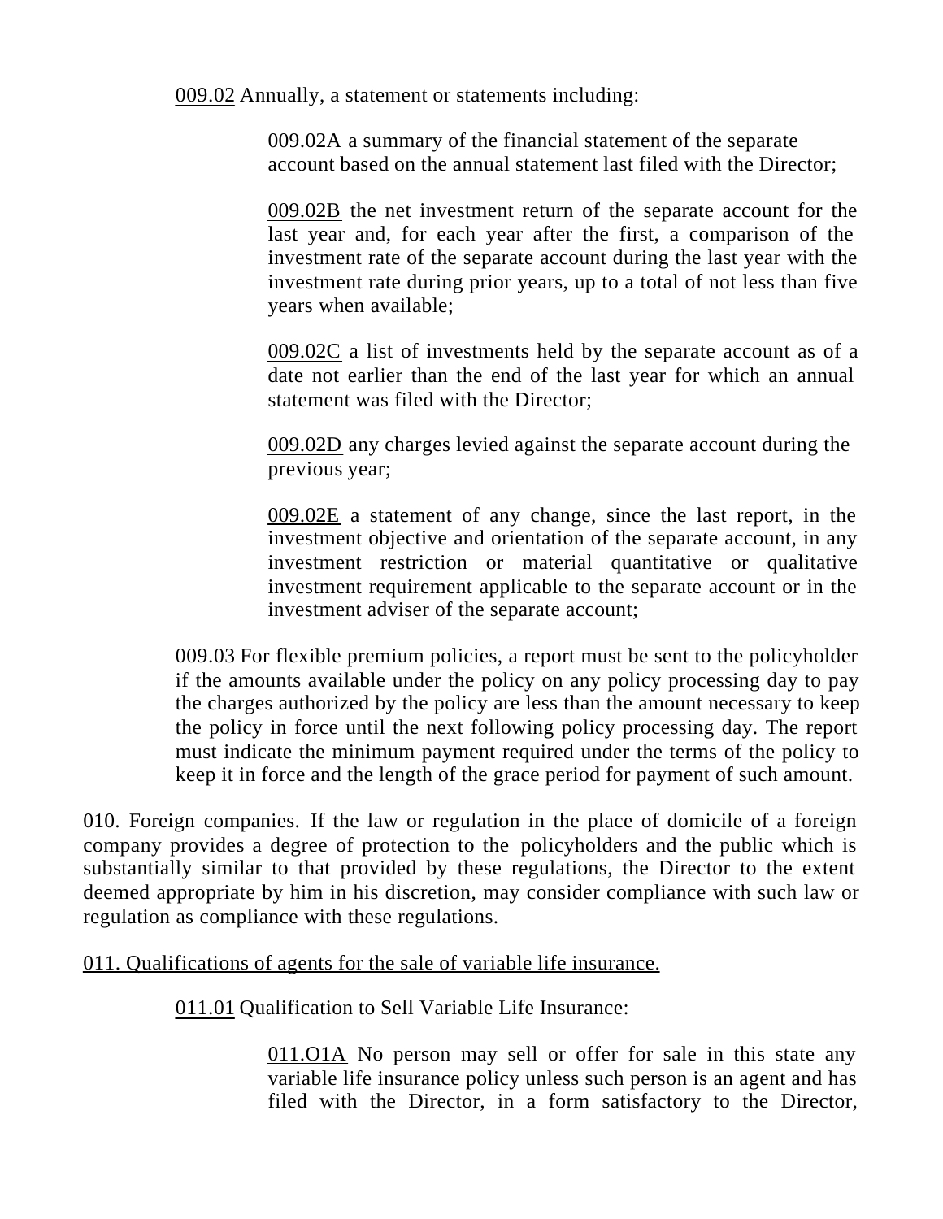009.02 Annually, a statement or statements including:

009.02A a summary of the financial statement of the separate account based on the annual statement last filed with the Director;

009.02B the net investment return of the separate account for the last year and, for each year after the first, a comparison of the investment rate of the separate account during the last year with the investment rate during prior years, up to a total of not less than five years when available;

009.02C a list of investments held by the separate account as of a date not earlier than the end of the last year for which an annual statement was filed with the Director;

009.02D any charges levied against the separate account during the previous year;

009.02E a statement of any change, since the last report, in the investment objective and orientation of the separate account, in any investment restriction or material quantitative or qualitative investment requirement applicable to the separate account or in the investment adviser of the separate account;

009.03 For flexible premium policies, a report must be sent to the policyholder if the amounts available under the policy on any policy processing day to pay the charges authorized by the policy are less than the amount necessary to keep the policy in force until the next following policy processing day. The report must indicate the minimum payment required under the terms of the policy to keep it in force and the length of the grace period for payment of such amount.

010. Foreign companies. If the law or regulation in the place of domicile of a foreign company provides a degree of protection to the policyholders and the public which is substantially similar to that provided by these regulations, the Director to the extent deemed appropriate by him in his discretion, may consider compliance with such law or regulation as compliance with these regulations.

011. Qualifications of agents for the sale of variable life insurance.

011.01 Qualification to Sell Variable Life Insurance:

011.O1A No person may sell or offer for sale in this state any variable life insurance policy unless such person is an agent and has filed with the Director, in a form satisfactory to the Director,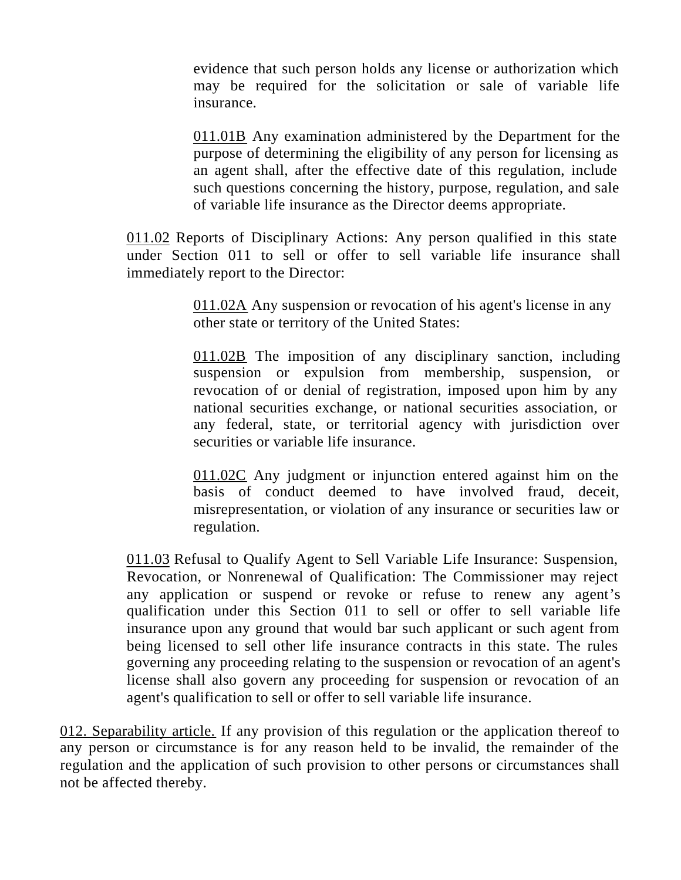evidence that such person holds any license or authorization which may be required for the solicitation or sale of variable life insurance.

011.01B Any examination administered by the Department for the purpose of determining the eligibility of any person for licensing as an agent shall, after the effective date of this regulation, include such questions concerning the history, purpose, regulation, and sale of variable life insurance as the Director deems appropriate.

011.02 Reports of Disciplinary Actions: Any person qualified in this state under Section 011 to sell or offer to sell variable life insurance shall immediately report to the Director:

011.02A Any suspension or revocation of his agent's license in any other state or territory of the United States:

011.02B The imposition of any disciplinary sanction, including suspension or expulsion from membership, suspension, or revocation of or denial of registration, imposed upon him by any national securities exchange, or national securities association, or any federal, state, or territorial agency with jurisdiction over securities or variable life insurance.

011.02C Any judgment or injunction entered against him on the basis of conduct deemed to have involved fraud, deceit, misrepresentation, or violation of any insurance or securities law or regulation.

011.03 Refusal to Qualify Agent to Sell Variable Life Insurance: Suspension, Revocation, or Nonrenewal of Qualification: The Commissioner may reject any application or suspend or revoke or refuse to renew any agent's qualification under this Section 011 to sell or offer to sell variable life insurance upon any ground that would bar such applicant or such agent from being licensed to sell other life insurance contracts in this state. The rules governing any proceeding relating to the suspension or revocation of an agent's license shall also govern any proceeding for suspension or revocation of an agent's qualification to sell or offer to sell variable life insurance.

012. Separability article. If any provision of this regulation or the application thereof to any person or circumstance is for any reason held to be invalid, the remainder of the regulation and the application of such provision to other persons or circumstances shall not be affected thereby.